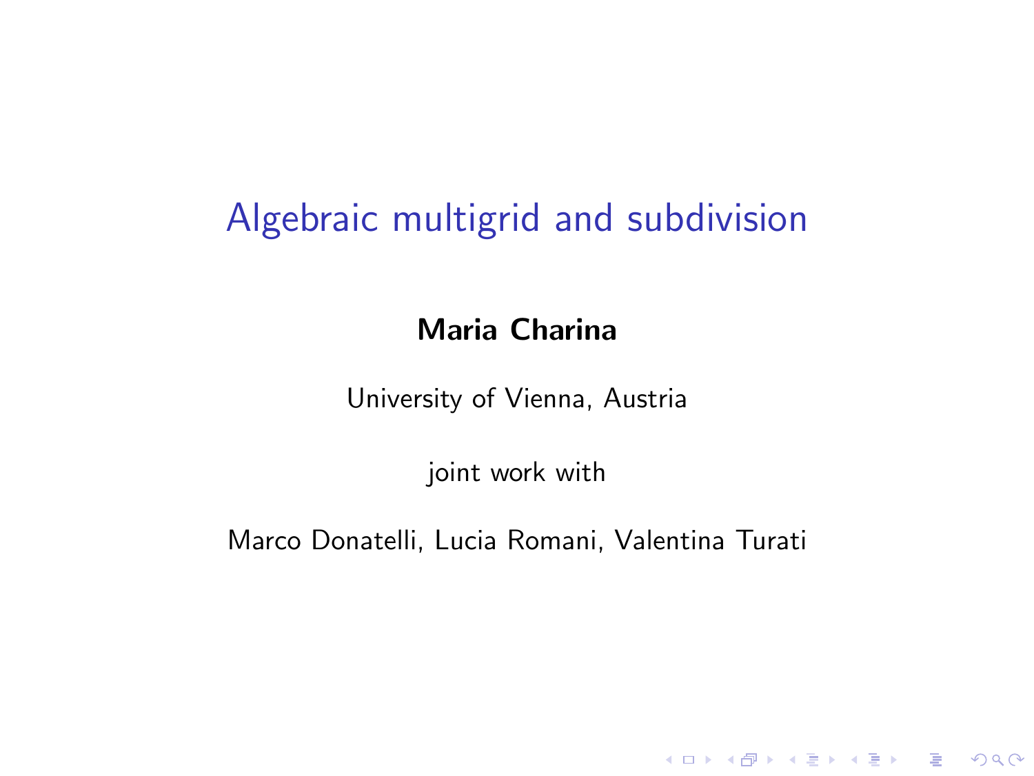# Algebraic multigrid and subdivision

**Maria Charina**

University of Vienna, Austria

joint work with

Marco Donatelli, Lucia Romani, Valentina Turati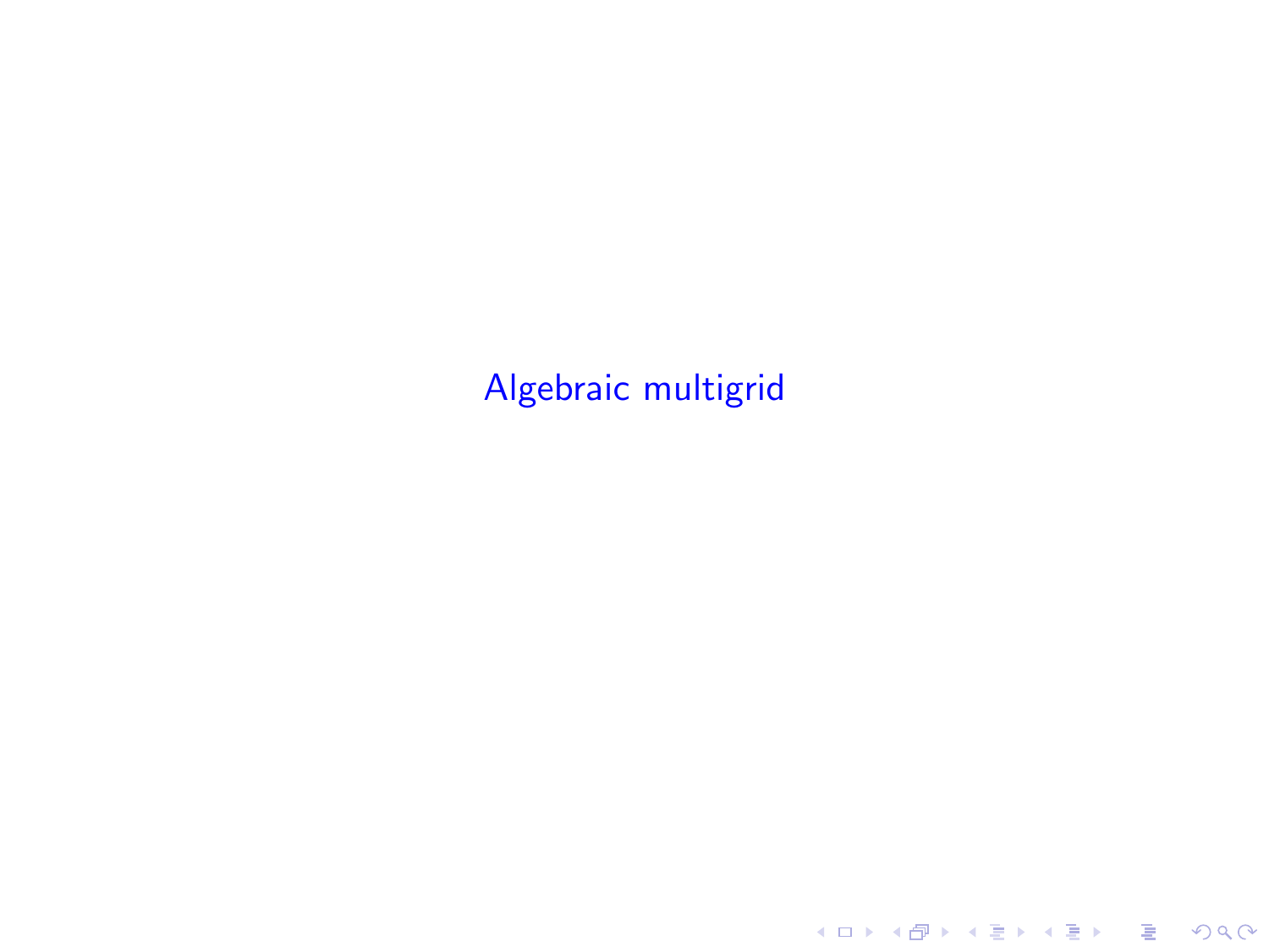# Algebraic multigrid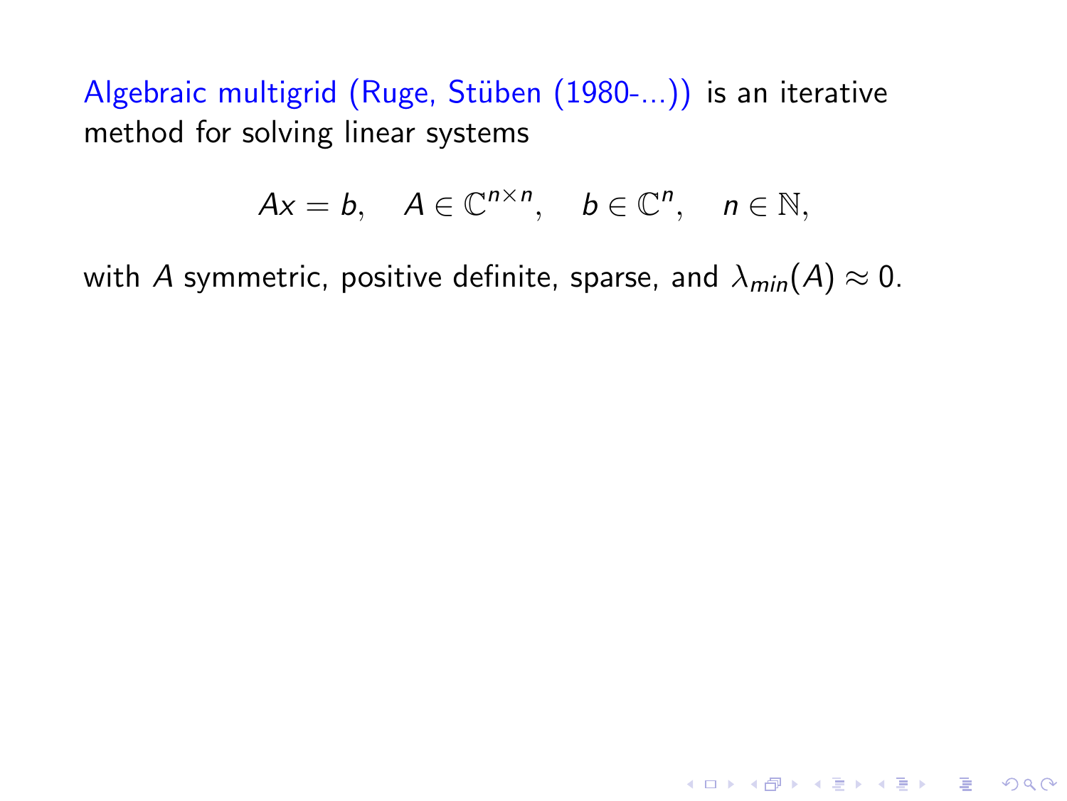Algebraic multigrid (Ruge, Stüben (1980-...)) is an iterative method for solving linear systems

$$Ax = b, \quad A \in \mathbb{C}^{n \times n}, \quad b \in \mathbb{C}^n, \quad n \in \mathbb{N},$$

with $A$ symmetric, positive definite, sparse, and $\lambda_{min}(A) \approx 0$.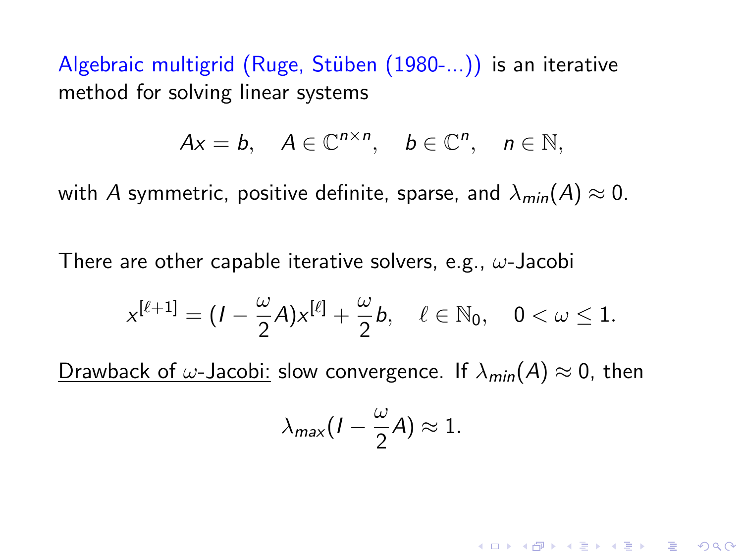Algebraic multigrid (Ruge, Stüben (1980-...)) is an iterative method for solving linear systems

$$Ax = b, \quad A \in \mathbb{C}^{n \times n}, \quad b \in \mathbb{C}^n, \quad n \in \mathbb{N},$$

with $A$ symmetric, positive definite, sparse, and $\lambda_{min}(A) \approx 0$.

There are other capable iterative solvers, e.g., $\omega$-Jacobi

$$x^{[\ell+1]} = (I - \frac{\omega}{2}A)x^{[\ell]} + \frac{\omega}{2}b, \quad \ell \in \mathbb{N}_0, \quad 0 < \omega \leq 1.$$

Drawback of $\omega$-Jacobi: slow convergence. If $\lambda_{min}(A) \approx 0$, then

$$\lambda_{max}(I - \frac{\omega}{2}A) \approx 1.$$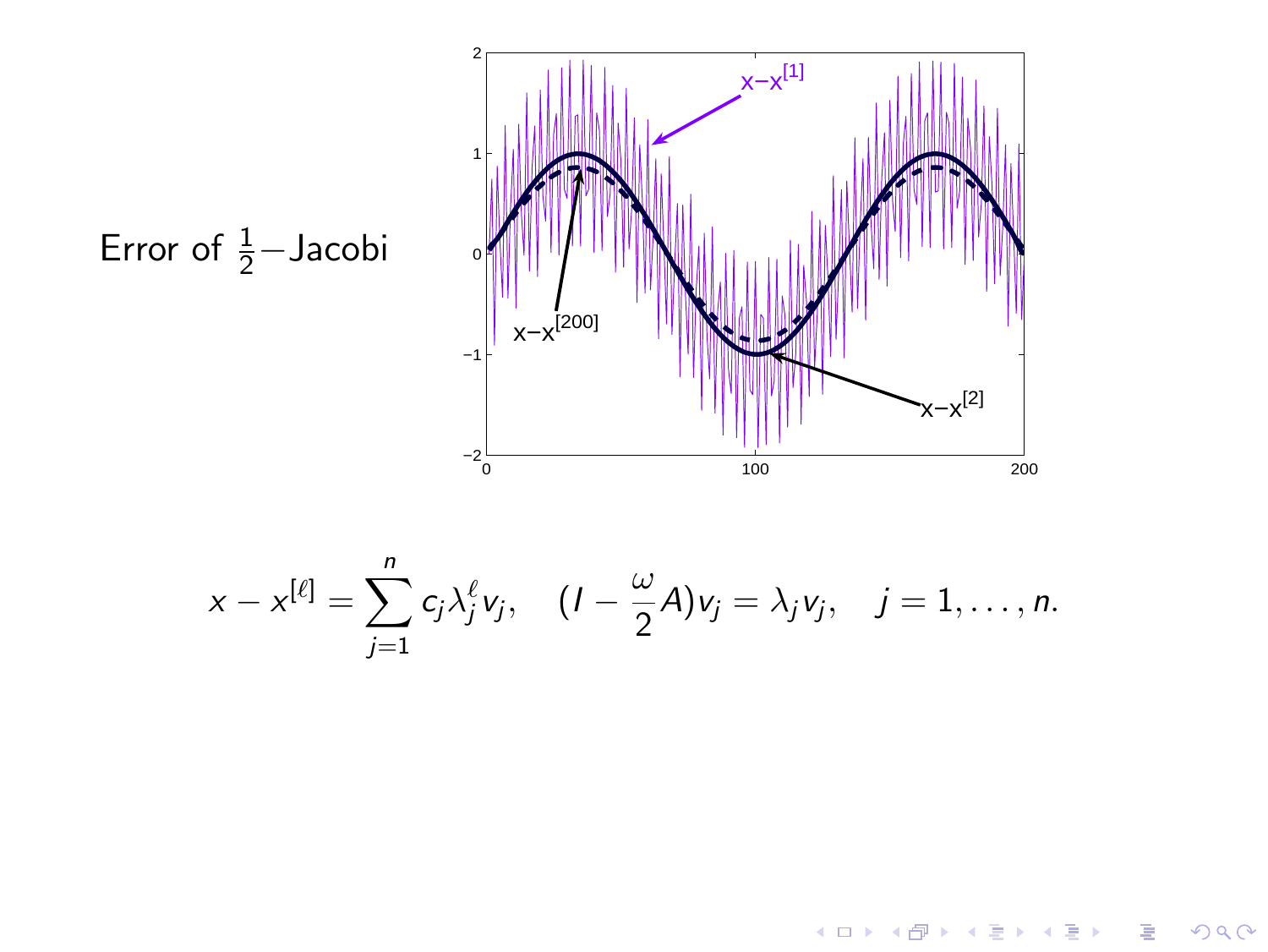Error of $\frac{1}{2}$−Jacobi

$$x - x^{[\ell]} = \sum_{j=1}^{n} c_j \lambda_j^{\ell} v_j, \quad (I - \frac{\omega}{2} A) v_j = \lambda_j v_j, \quad j = 1, \ldots, n.$$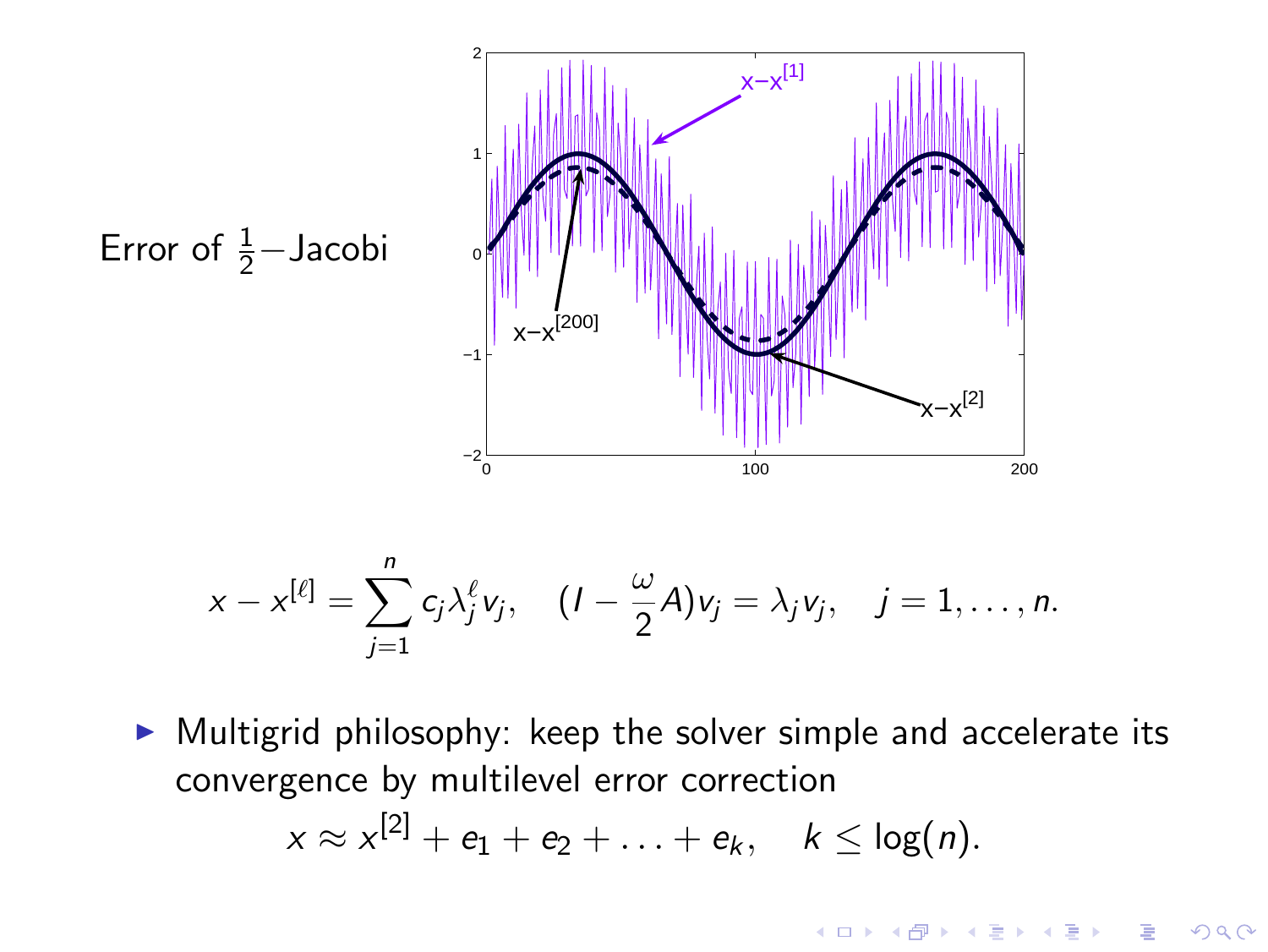Error of $\frac{1}{2}-$Jacobi

$$x - x^{[\ell]} = \sum_{j=1}^{n} c_j \lambda_j^{\ell} v_j, \quad (I - \frac{\omega}{2} A) v_j = \lambda_j v_j, \quad j = 1, \ldots, n.$$

- Multigrid philosophy: keep the solver simple and accelerate its convergence by multilevel error correction

$$x \approx x^{[2]} + e_1 + e_2 + \ldots + e_k, \quad k \leq \log(n).$$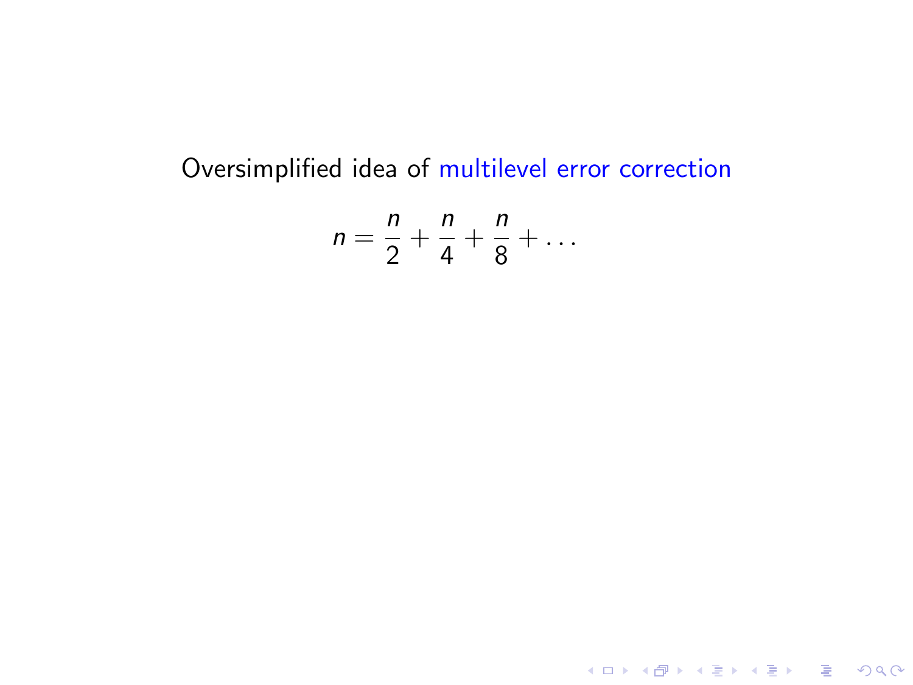Oversimplified idea of multilevel error correction

$$n = \frac{n}{2} + \frac{n}{4} + \frac{n}{8} + \dots$$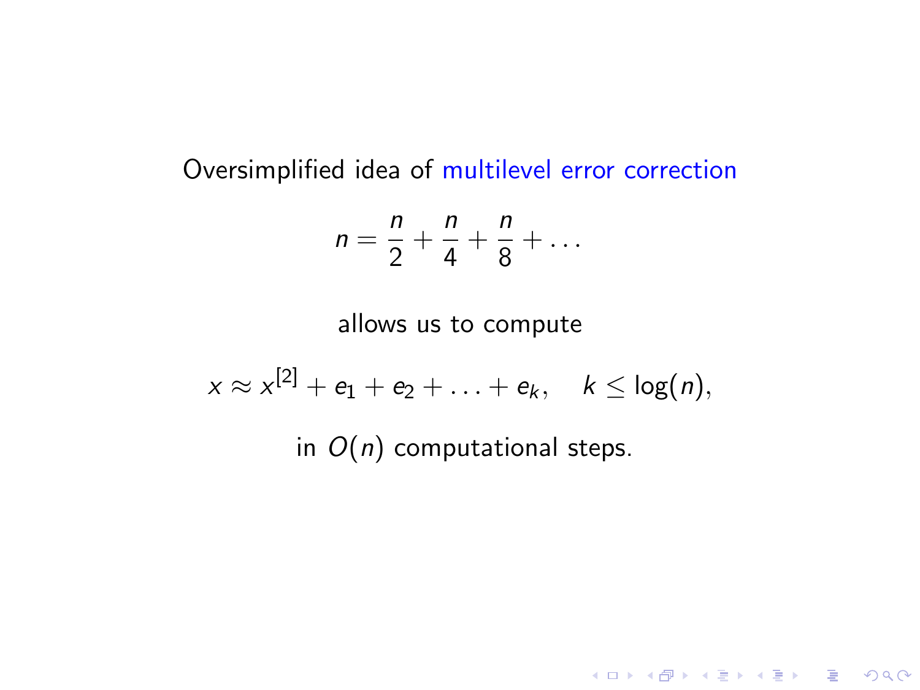Oversimplified idea of multilevel error correction

$$n = \frac{n}{2} + \frac{n}{4} + \frac{n}{8} + \ldots$$

allows us to compute

$$x \approx x^{[2]} + e_1 + e_2 + \ldots + e_k, \quad k \leq \log(n),$$

in $O(n)$ computational steps.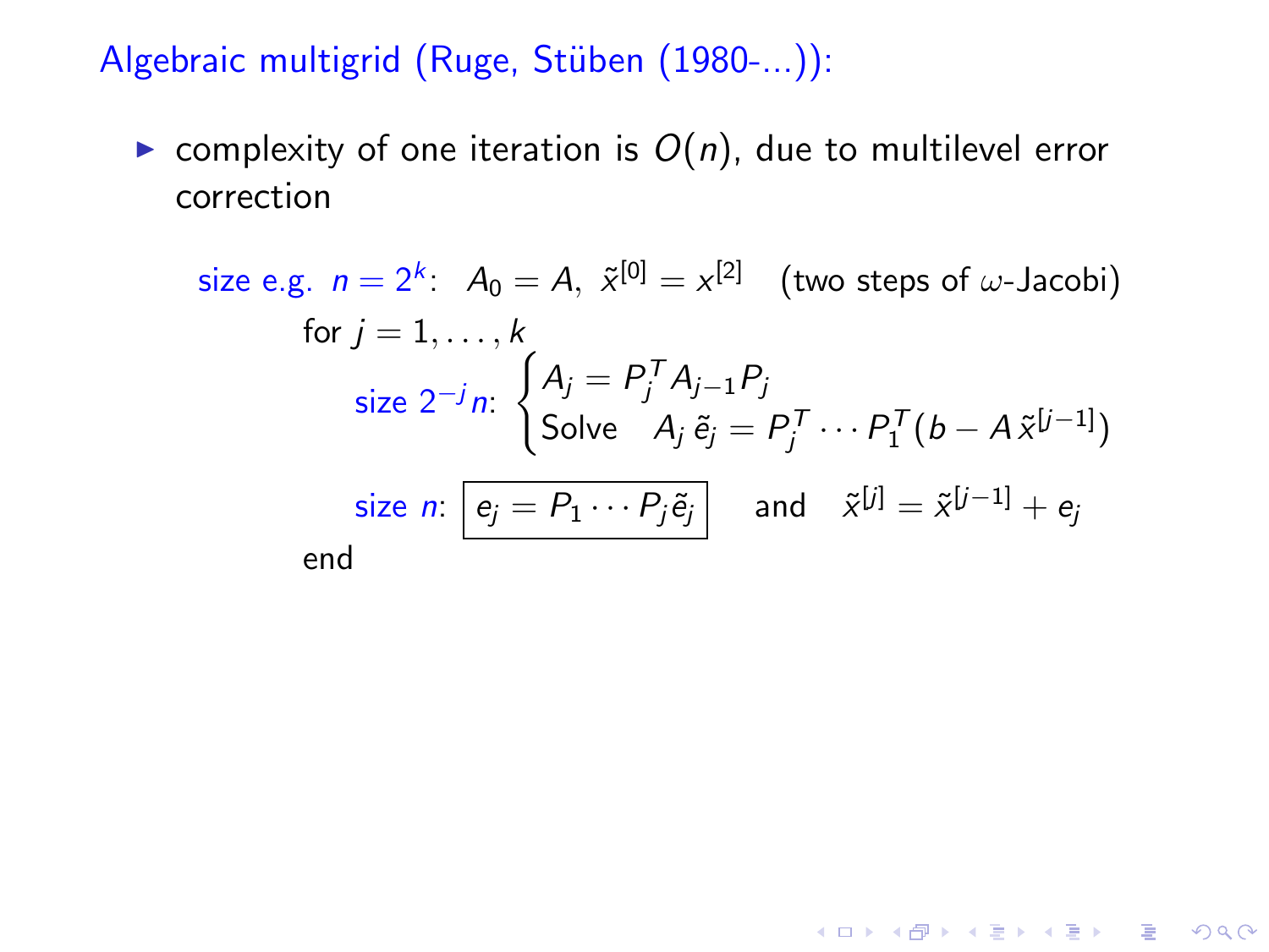## Algebraic multigrid (Ruge, Stüben (1980-...)):

- complexity of one iteration is $O(n)$, due to multilevel error correction

size e.g. $n = 2^k$: $A_0 = A, \ \tilde{x}^{[0]} = x^{[2]}$ (two steps of $\omega$-Jacobi)

for $j = 1, \ldots, k$

size $2^{-j} n$: $\begin{cases} A_j = P_j^T A_{j-1} P_j \\ \text{Solve} \quad A_j \, \tilde{e}_j = P_j^T \cdots P_1^T (b - A \, \tilde{x}^{[j-1]}) \end{cases}$

size $n$: $\boxed{e_j = P_1 \cdots P_j \tilde{e}_j}$ and $\tilde{x}^{[j]} = \tilde{x}^{[j-1]} + e_j$

end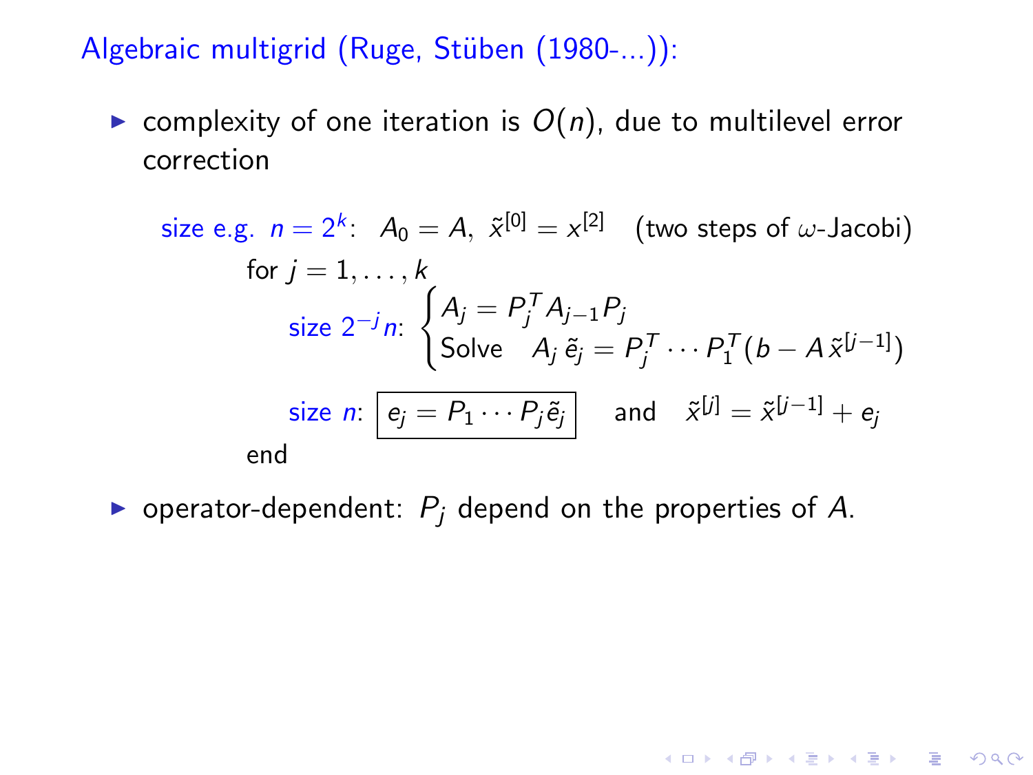## Algebraic multigrid (Ruge, Stüben (1980-...)):

- complexity of one iteration is $O(n)$, due to multilevel error correction

size e.g. $n = 2^k$: $A_0 = A$, $\tilde{x}^{[0]} = x^{[2]}$ (two steps of $\omega$-Jacobi)

for $j = 1, \ldots, k$

size $2^{-j}n$: $\begin{cases} A_j = P_j^T A_{j-1} P_j \\ \text{Solve} \quad A_j \, \tilde{e}_j = P_j^T \cdots P_1^T (b - A \, \tilde{x}^{[j-1]}) \end{cases}$

size $n$: $\boxed{e_j = P_1 \cdots P_j \tilde{e}_j}$ and $\tilde{x}^{[j]} = \tilde{x}^{[j-1]} + e_j$

end

- operator-dependent: $P_j$ depend on the properties of $A$.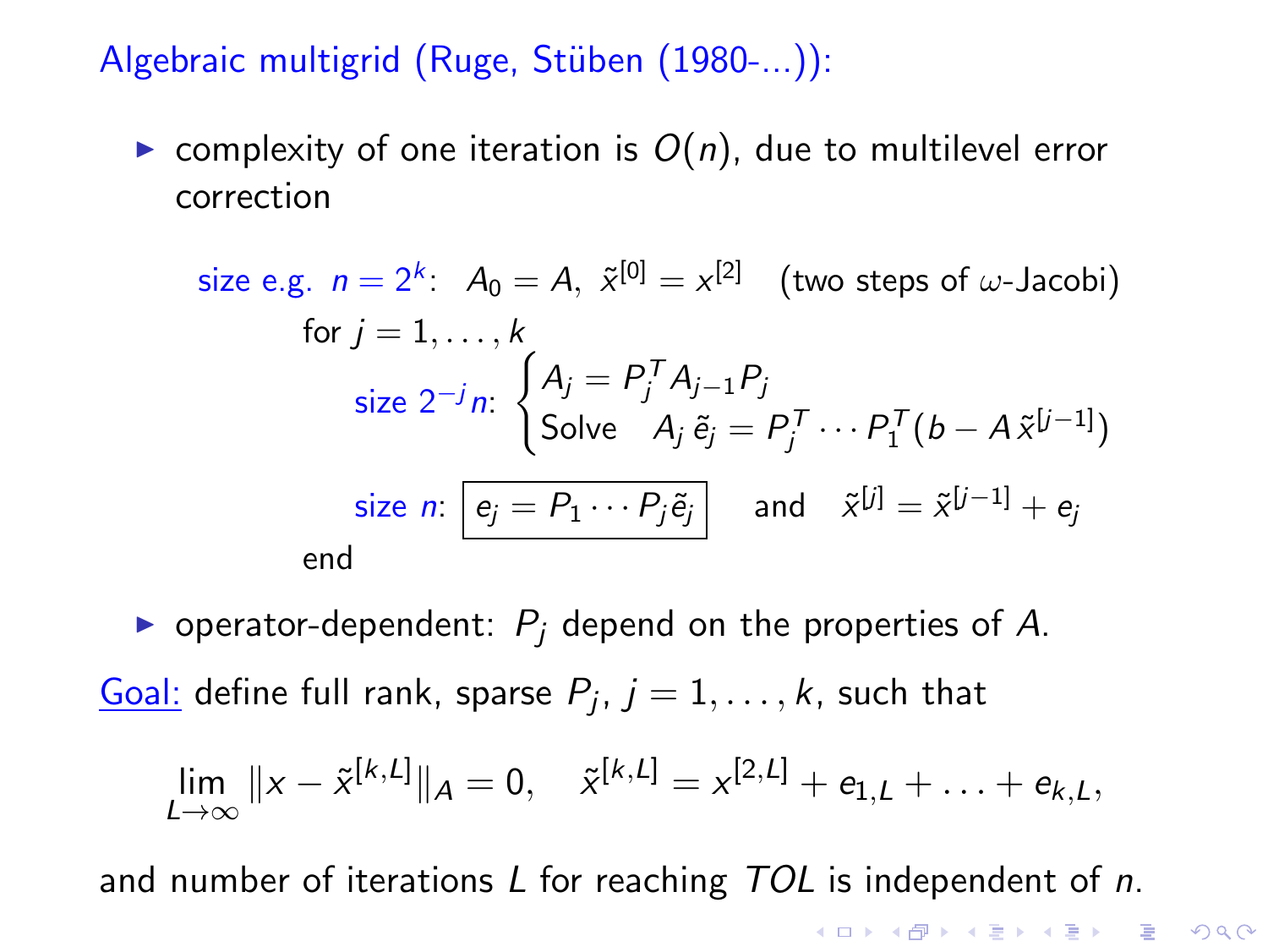Algebraic multigrid (Ruge, Stüben (1980-...)):

- complexity of one iteration is $O(n)$, due to multilevel error correction

$$
\text{size e.g. } n = 2^k: \quad A_0 = A, \; \tilde{x}^{[0]} = x^{[2]} \quad \text{(two steps of } \omega\text{-Jacobi)}
$$

$$
\begin{aligned}
&\text{for } j = 1, \ldots, k \\
&\qquad \text{size } 2^{-j} n: \begin{cases} A_j = P_j^T A_{j-1} P_j \\ \text{Solve} \quad A_j \, \tilde{e}_j = P_j^T \cdots P_1^T (b - A \, \tilde{x}^{[j-1]}) \end{cases} \\
&\qquad \text{size } n: \; \boxed{e_j = P_1 \cdots P_j \tilde{e}_j} \quad \text{and} \quad \tilde{x}^{[j]} = \tilde{x}^{[j-1]} + e_j \\
&\text{end}
\end{aligned}
$$

- operator-dependent: $P_j$ depend on the properties of $A$.

Goal: define full rank, sparse $P_j$, $j = 1, \ldots, k$, such that

$$
\lim_{L \to \infty} \| x - \tilde{x}^{[k,L]} \|_A = 0, \quad \tilde{x}^{[k,L]} = x^{[2,L]} + e_{1,L} + \ldots + e_{k,L},
$$

and number of iterations $L$ for reaching $TOL$ is independent of $n$.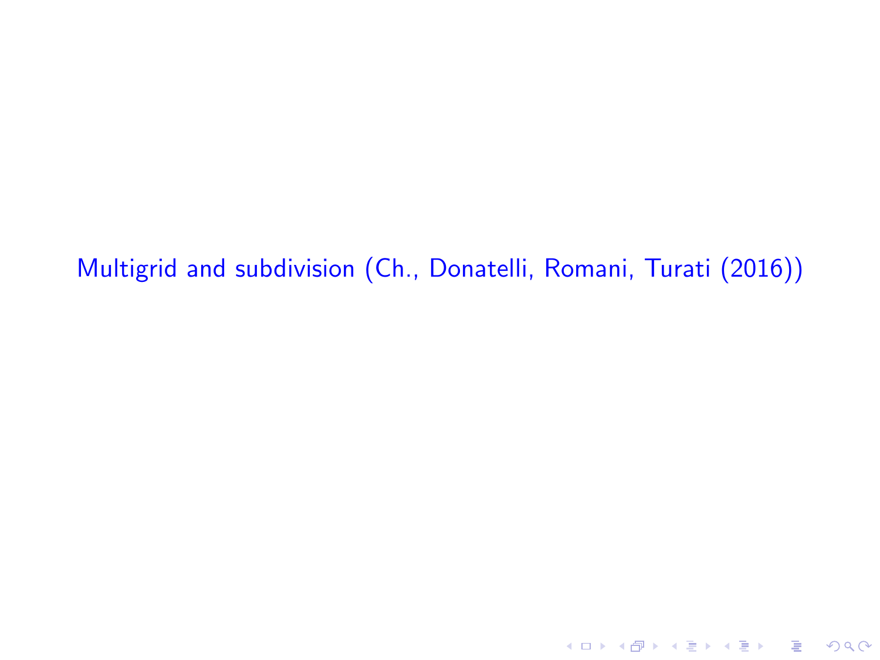# Multigrid and subdivision (Ch., Donatelli, Romani, Turati (2016))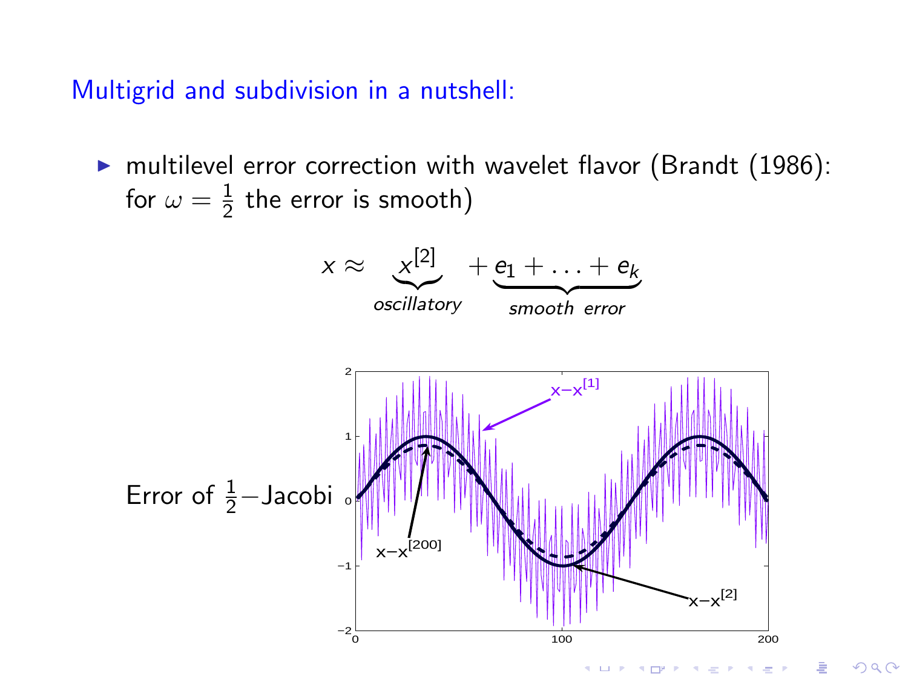## Multigrid and subdivision in a nutshell:

- multilevel error correction with wavelet flavor (Brandt (1986): for $\omega = \frac{1}{2}$ the error is smooth)

$$x \approx \underbrace{x^{[2]}}_{oscillatory} + \underbrace{e_1 + \ldots + e_k}_{smooth\ \ error}$$

Error of $\frac{1}{2}-$Jacobi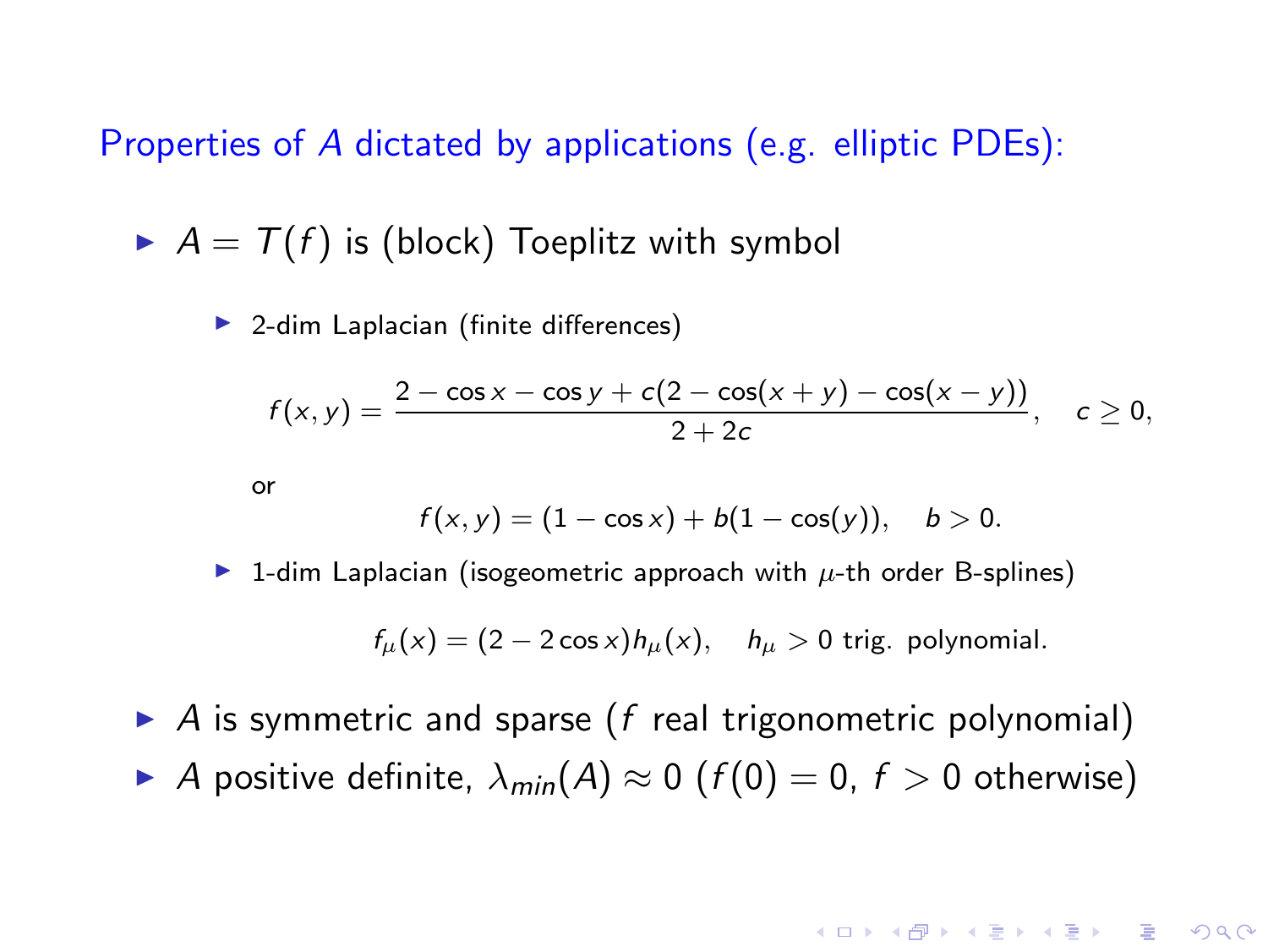## Properties of $A$ dictated by applications (e.g. elliptic PDEs):

- $A = T(f)$ is (block) Toeplitz with symbol
  - 2-dim Laplacian (finite differences)

    $$f(x,y) = \frac{2 - \cos x - \cos y + c(2 - \cos(x+y) - \cos(x-y))}{2+2c}, \quad c \geq 0,$$

    or

    $$f(x,y) = (1 - \cos x) + b(1 - \cos(y)), \quad b > 0.$$

  - 1-dim Laplacian (isogeometric approach with $\mu$-th order B-splines)

    $$f_\mu(x) = (2 - 2\cos x)h_\mu(x), \quad h_\mu > 0 \text{ trig. polynomial.}$$

- $A$ is symmetric and sparse ($f$ real trigonometric polynomial)
- $A$ positive definite, $\lambda_{min}(A) \approx 0$ ($f(0) = 0$, $f > 0$ otherwise)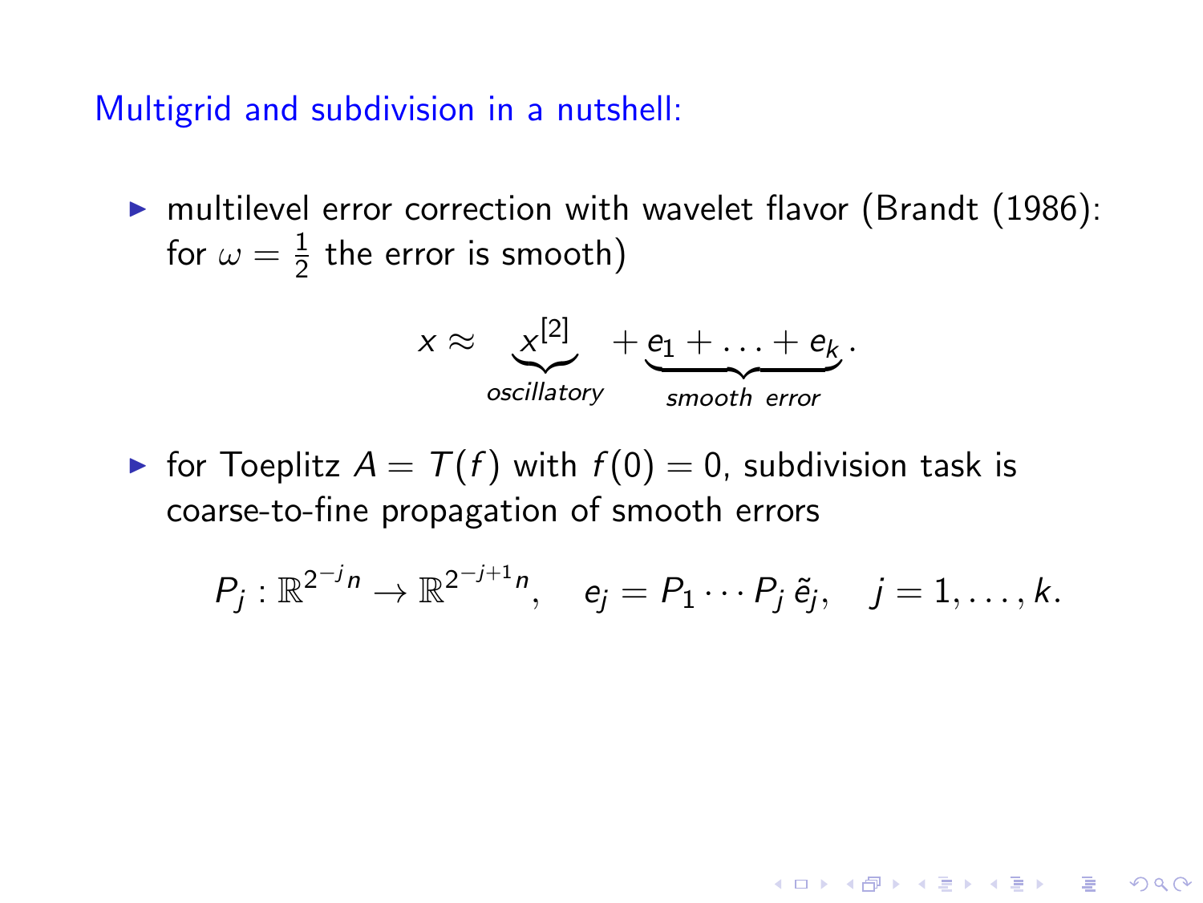## Multigrid and subdivision in a nutshell:

- multilevel error correction with wavelet flavor (Brandt (1986): for $\omega = \frac{1}{2}$ the error is smooth)

$$x \approx \underbrace{x^{[2]}}_{oscillatory} + \underbrace{e_1 + \ldots + e_k}_{smooth\ \ error}.$$

- for Toeplitz $A = T(f)$ with $f(0) = 0$, subdivision task is coarse-to-fine propagation of smooth errors

$$P_j : \mathbb{R}^{2^{-j}n} \to \mathbb{R}^{2^{-j+1}n}, \quad e_j = P_1 \cdots P_j \, \tilde{e}_j, \quad j = 1, \ldots, k.$$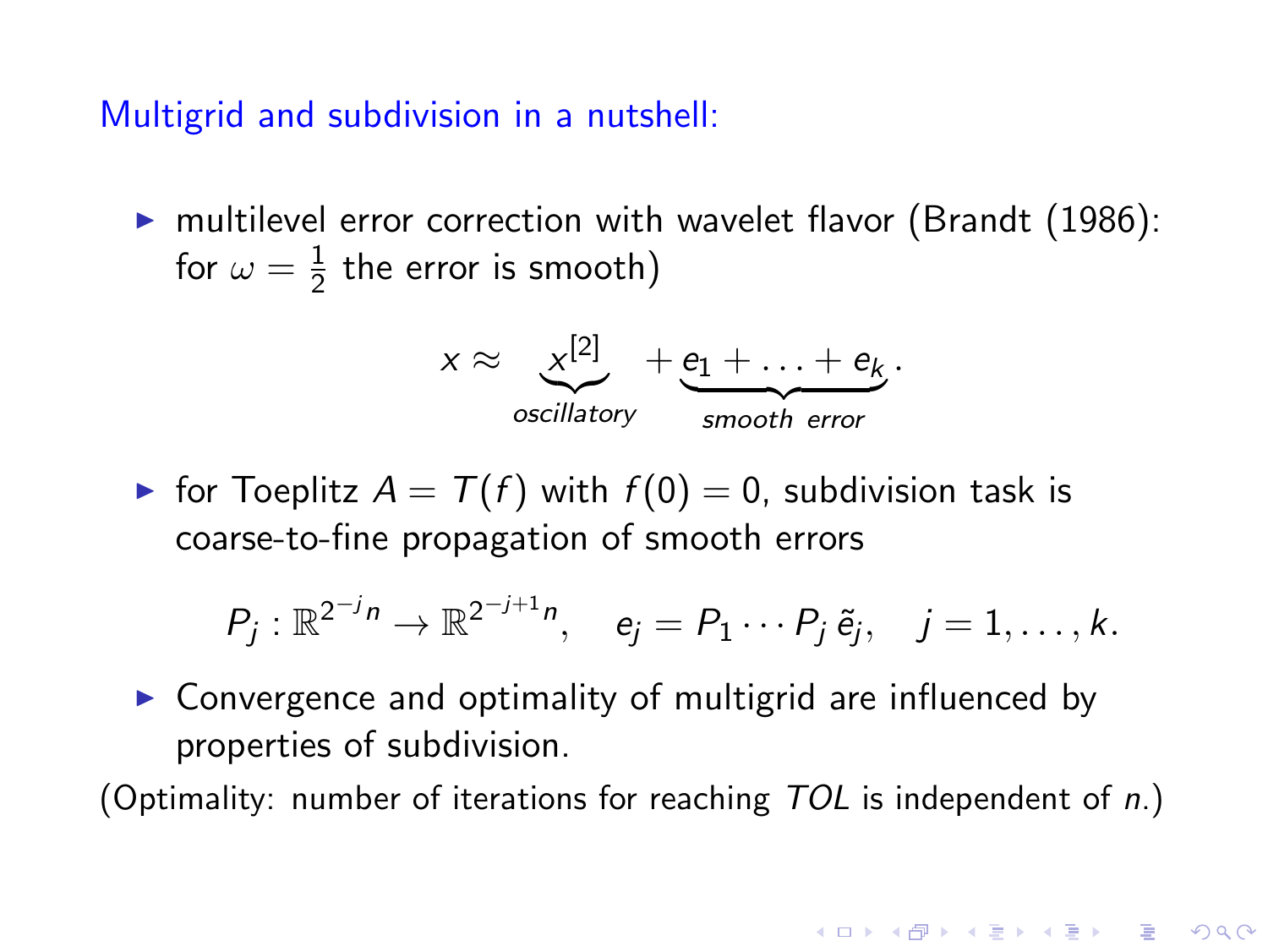## Multigrid and subdivision in a nutshell:

- multilevel error correction with wavelet flavor (Brandt (1986): for $\omega = \frac{1}{2}$ the error is smooth)

$$x \approx \underbrace{x^{[2]}}_{oscillatory} + \underbrace{e_1 + \ldots + e_k}_{smooth\ \ error}.$$

- for Toeplitz $A = T(f)$ with $f(0) = 0$, subdivision task is coarse-to-fine propagation of smooth errors

$$P_j : \mathbb{R}^{2^{-j}n} \to \mathbb{R}^{2^{-j+1}n}, \quad e_j = P_1 \cdots P_j \, \tilde{e}_j, \quad j = 1, \ldots, k.$$

- Convergence and optimality of multigrid are influenced by properties of subdivision.

(Optimality: number of iterations for reaching $TOL$ is independent of $n$.)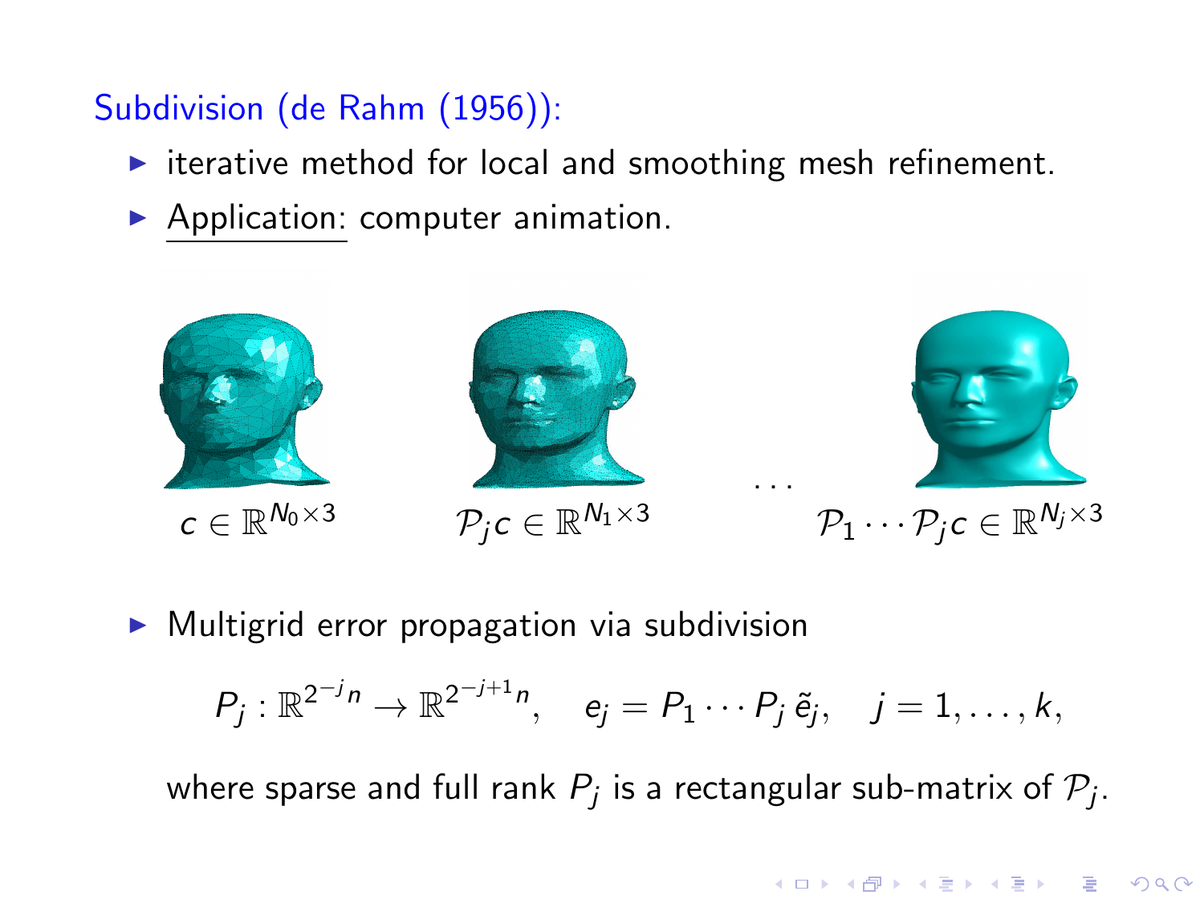Subdivision (de Rahm (1956)):

- iterative method for local and smoothing mesh refinement.
- Application: computer animation.

$c \in \mathbb{R}^{N_0 \times 3}$ $\qquad$ $\mathcal{P}_j c \in \mathbb{R}^{N_1 \times 3}$ $\qquad \cdots \qquad$ $\mathcal{P}_1 \cdots \mathcal{P}_j c \in \mathbb{R}^{N_j \times 3}$

- Multigrid error propagation via subdivision

$$P_j : \mathbb{R}^{2^{-j}n} \to \mathbb{R}^{2^{-j+1}n}, \quad e_j = P_1 \cdots P_j \, \tilde{e}_j, \quad j = 1, \ldots, k,$$

where sparse and full rank $P_j$ is a rectangular sub-matrix of $\mathcal{P}_j$.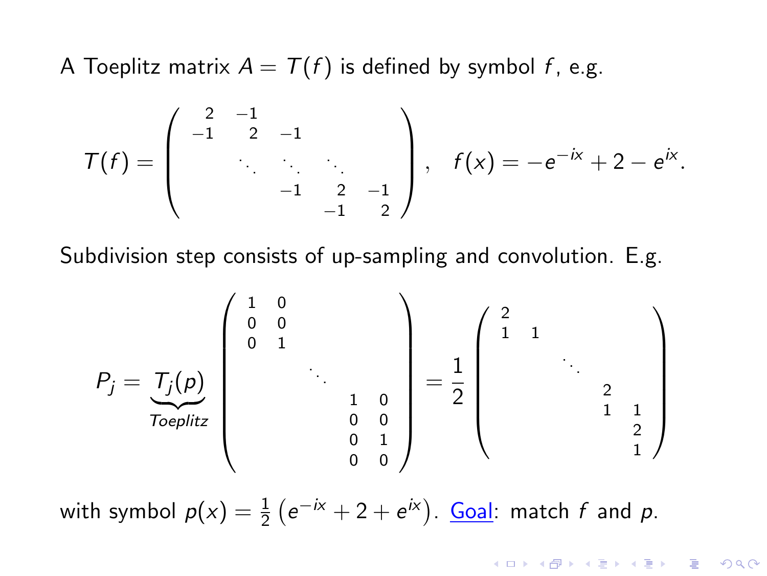A Toeplitz matrix $A = T(f)$ is defined by symbol $f$, e.g.

$$T(f) = \begin{pmatrix} 2 & -1 & & & \\ -1 & 2 & -1 & & \\ & \ddots & \ddots & \ddots & \\ & & -1 & 2 & -1 \\ & & & -1 & 2 \end{pmatrix}, \quad f(x) = -e^{-ix} + 2 - e^{ix}.$$

Subdivision step consists of up-sampling and convolution. E.g.

$$P_j = \underbrace{T_j(p)}_{Toeplitz} \begin{pmatrix} 1 & 0 & & & \\ 0 & 0 & & & \\ 0 & 1 & & & \\ & & \ddots & & \\ & & & 1 & 0 \\ & & & 0 & 0 \\ & & & 0 & 1 \\ & & & 0 & 0 \end{pmatrix} = \frac{1}{2} \begin{pmatrix} 2 & & & \\ 1 & 1 & & \\ & & \ddots & \\ & & & 2 & \\ & & & 1 & 1 \\ & & & & 2 \\ & & & & 1 \end{pmatrix}$$

with symbol $p(x) = \frac{1}{2}\left(e^{-ix} + 2 + e^{ix}\right)$. Goal: match $f$ and $p$.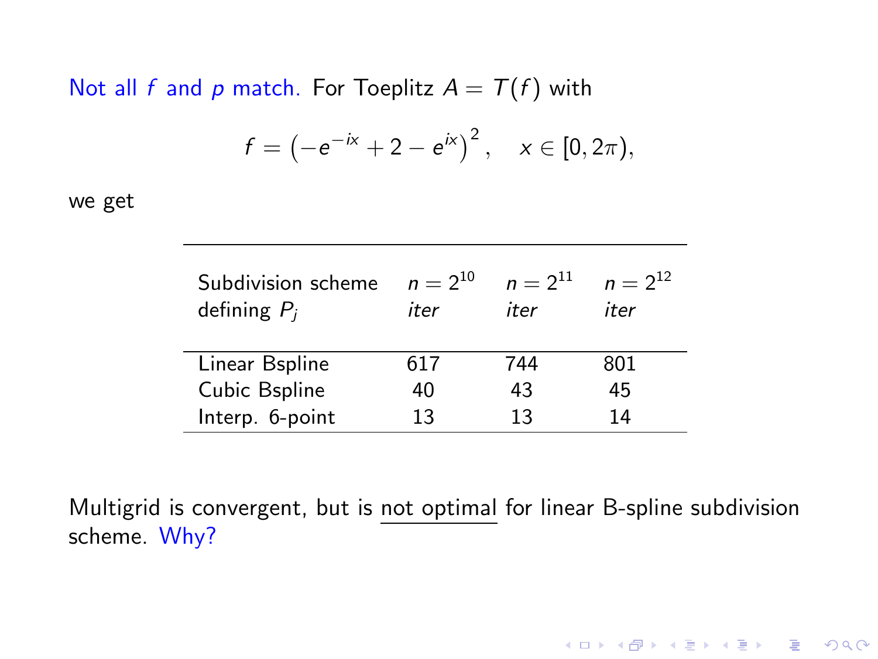Not all $f$ and $p$ match. For Toeplitz $A = T(f)$ with

$$f = \left(-e^{-ix} + 2 - e^{ix}\right)^2, \quad x \in [0, 2\pi),$$

we get

| Subdivision scheme defining $P_j$ | $n = 2^{10}$ *iter* | $n = 2^{11}$ *iter* | $n = 2^{12}$ *iter* |
|---|---|---|---|
| Linear Bspline | 617 | 744 | 801 |
| Cubic Bspline | 40 | 43 | 45 |
| Interp. 6-point | 13 | 13 | 14 |

Multigrid is convergent, but is <u>not optimal</u> for linear B-spline subdivision scheme. Why?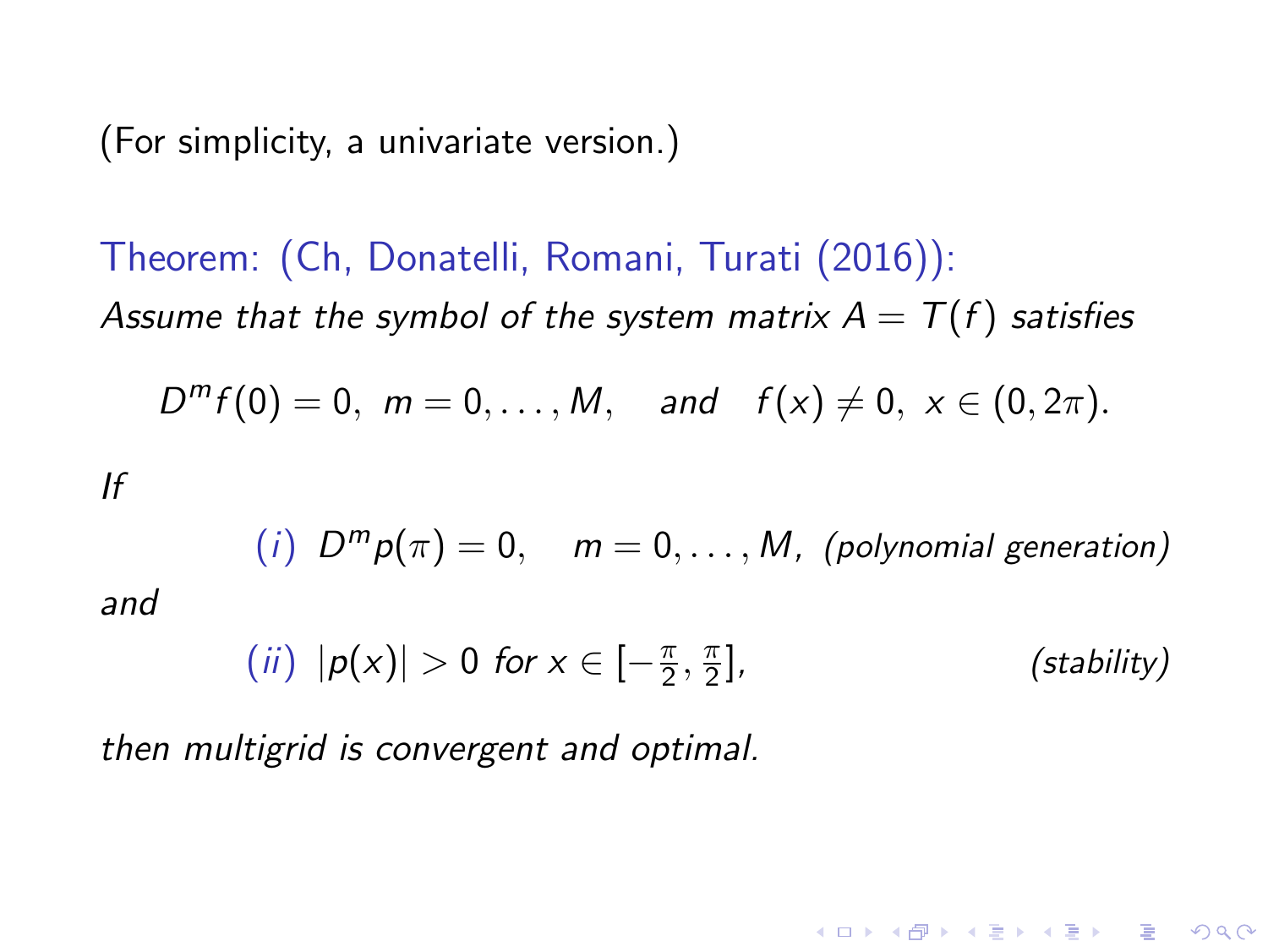(For simplicity, a univariate version.)

**Theorem: (Ch, Donatelli, Romani, Turati (2016)):**
*Assume that the symbol of the system matrix $A = T(f)$ satisfies*

$$D^m f(0) = 0, \; m = 0, \ldots, M, \quad \text{and} \quad f(x) \neq 0, \; x \in (0, 2\pi).$$

*If*

$$(i) \;\; D^m p(\pi) = 0, \quad m = 0, \ldots, M, \; \textit{(polynomial generation)}$$

*and*

$$(ii) \;\; |p(x)| > 0 \; \text{for } x \in [-\tfrac{\pi}{2}, \tfrac{\pi}{2}], \qquad \textit{(stability)}$$

*then multigrid is convergent and optimal.*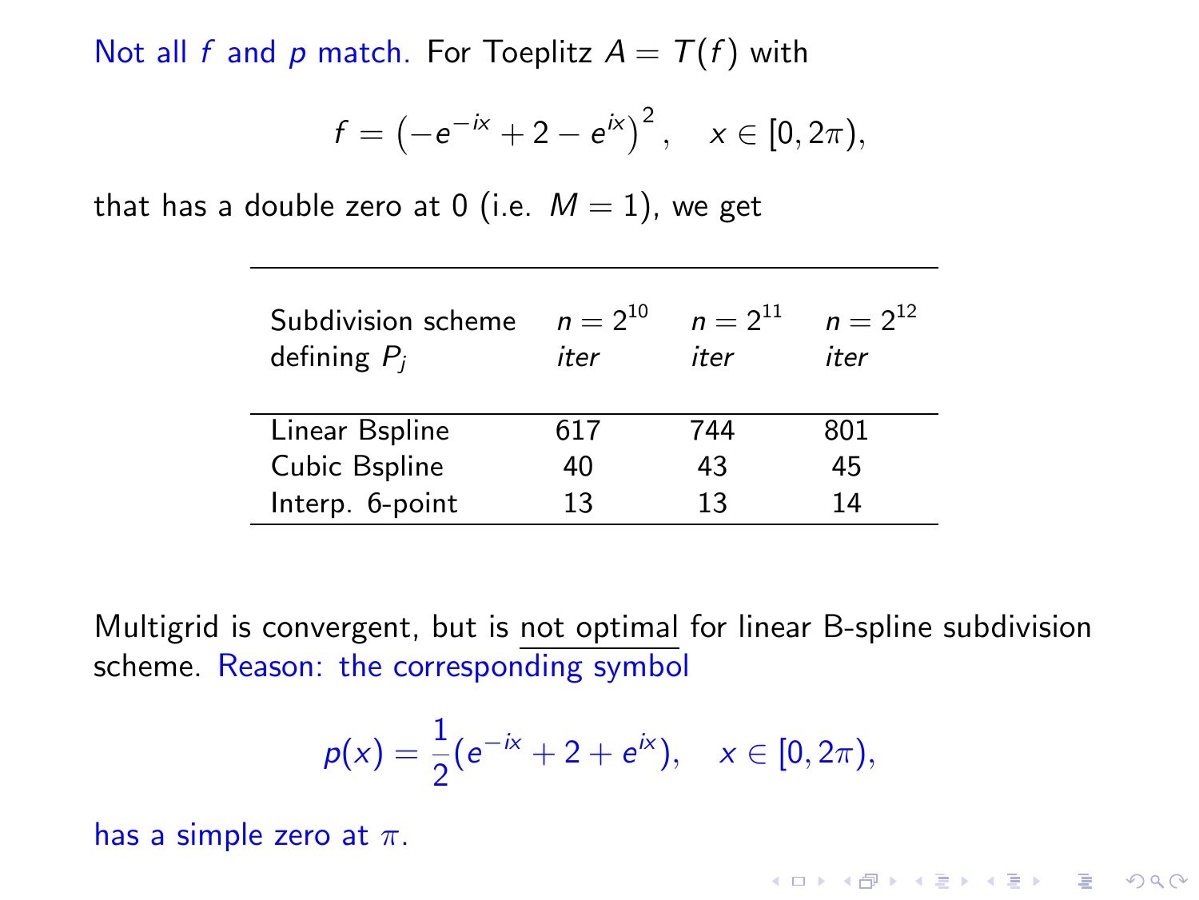Not all $f$ and $p$ match. For Toeplitz $A = T(f)$ with

$$f = \left(-e^{-ix} + 2 - e^{ix}\right)^2, \quad x \in [0, 2\pi),$$

that has a double zero at 0 (i.e. $M = 1$), we get

| Subdivision scheme defining $P_j$ | $n = 2^{10}$ *iter* | $n = 2^{11}$ *iter* | $n = 2^{12}$ *iter* |
|---|---|---|---|
| Linear Bspline | 617 | 744 | 801 |
| Cubic Bspline | 40 | 43 | 45 |
| Interp. 6-point | 13 | 13 | 14 |

Multigrid is convergent, but is not optimal for linear B-spline subdivision scheme. Reason: the corresponding symbol

$$p(x) = \frac{1}{2}(e^{-ix} + 2 + e^{ix}), \quad x \in [0, 2\pi),$$

has a simple zero at $\pi$.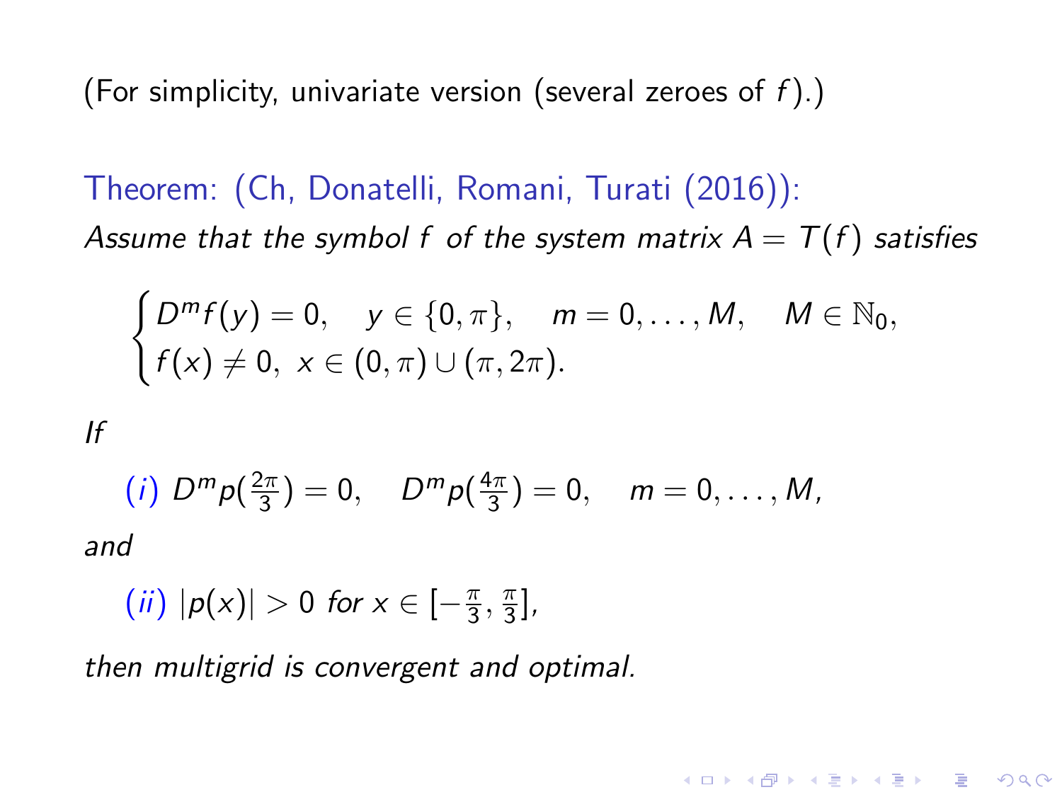(For simplicity, univariate version (several zeroes of $f$).)

Theorem: (Ch, Donatelli, Romani, Turati (2016)):

*Assume that the symbol $f$ of the system matrix $A = T(f)$ satisfies*

$$
\begin{cases}
D^m f(y) = 0, \quad y \in \{0, \pi\}, \quad m = 0, \ldots, M, \quad M \in \mathbb{N}_0, \\
f(x) \neq 0, \; x \in (0, \pi) \cup (\pi, 2\pi).
\end{cases}
$$

*If*

(*i*) $D^m p(\frac{2\pi}{3}) = 0, \quad D^m p(\frac{4\pi}{3}) = 0, \quad m = 0, \ldots, M,$

*and*

(*ii*) $|p(x)| > 0$ *for* $x \in [-\frac{\pi}{3}, \frac{\pi}{3}]$,

*then multigrid is convergent and optimal.*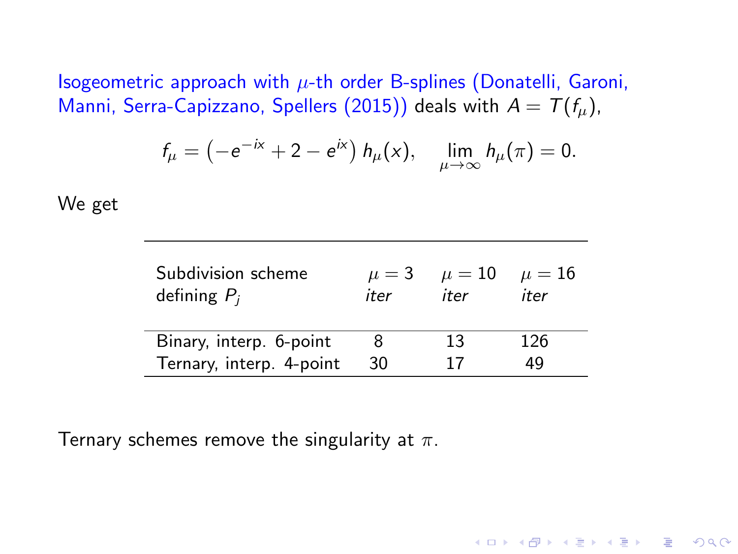Isogeometric approach with $\mu$-th order B-splines (Donatelli, Garoni, Manni, Serra-Capizzano, Spellers (2015)) deals with $A = T(f_\mu)$,

$$f_\mu = \left(-e^{-ix} + 2 - e^{ix}\right) h_\mu(x), \quad \lim_{\mu \to \infty} h_\mu(\pi) = 0.$$

We get

| Subdivision scheme defining $P_j$ | $\mu = 3$ *iter* | $\mu = 10$ *iter* | $\mu = 16$ *iter* |
|---|---|---|---|
| Binary, interp. 6-point | 8 | 13 | 126 |
| Ternary, interp. 4-point | 30 | 17 | 49 |

Ternary schemes remove the singularity at $\pi$.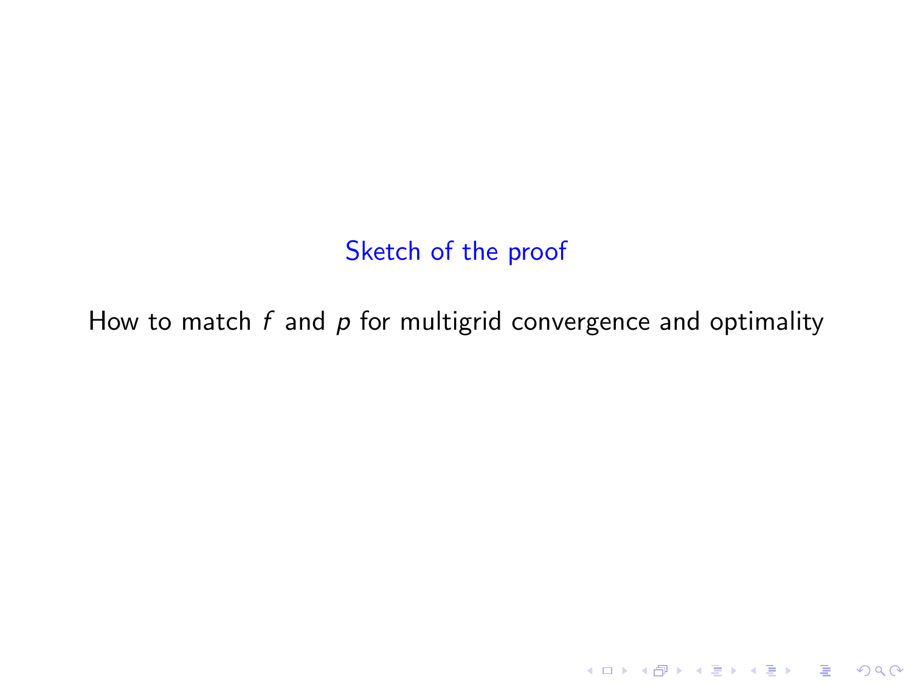## Sketch of the proof

How to match $f$ and $p$ for multigrid convergence and optimality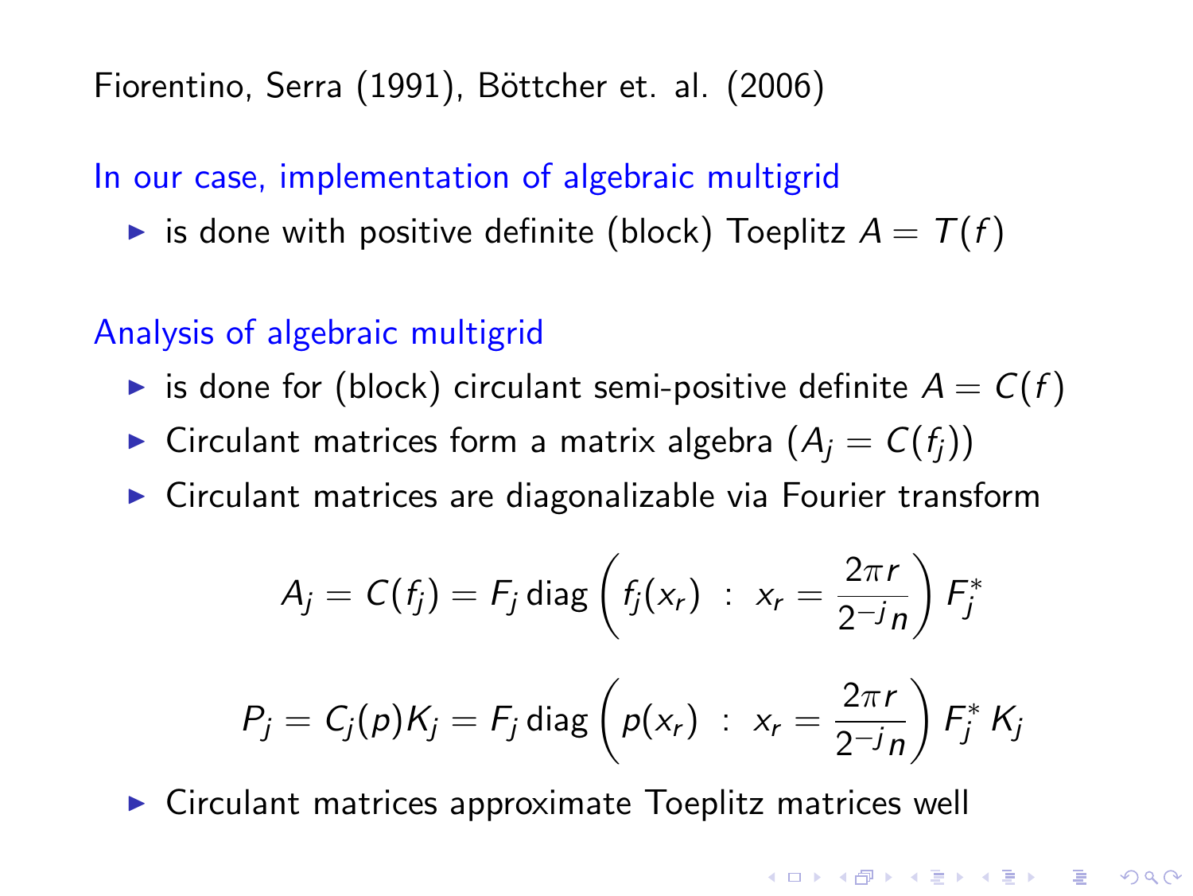Fiorentino, Serra (1991), Böttcher et. al. (2006)

In our case, implementation of algebraic multigrid

- is done with positive definite (block) Toeplitz $A = T(f)$

Analysis of algebraic multigrid

- is done for (block) circulant semi-positive definite $A = C(f)$
- Circulant matrices form a matrix algebra ($A_j = C(f_j)$)
- Circulant matrices are diagonalizable via Fourier transform

$$A_j = C(f_j) = F_j \operatorname{diag}\left( f_j(x_r) \ : \ x_r = \frac{2\pi r}{2^{-j} n} \right) F_j^*$$

$$P_j = C_j(p) K_j = F_j \operatorname{diag}\left( p(x_r) \ : \ x_r = \frac{2\pi r}{2^{-j} n} \right) F_j^* \, K_j$$

- Circulant matrices approximate Toeplitz matrices well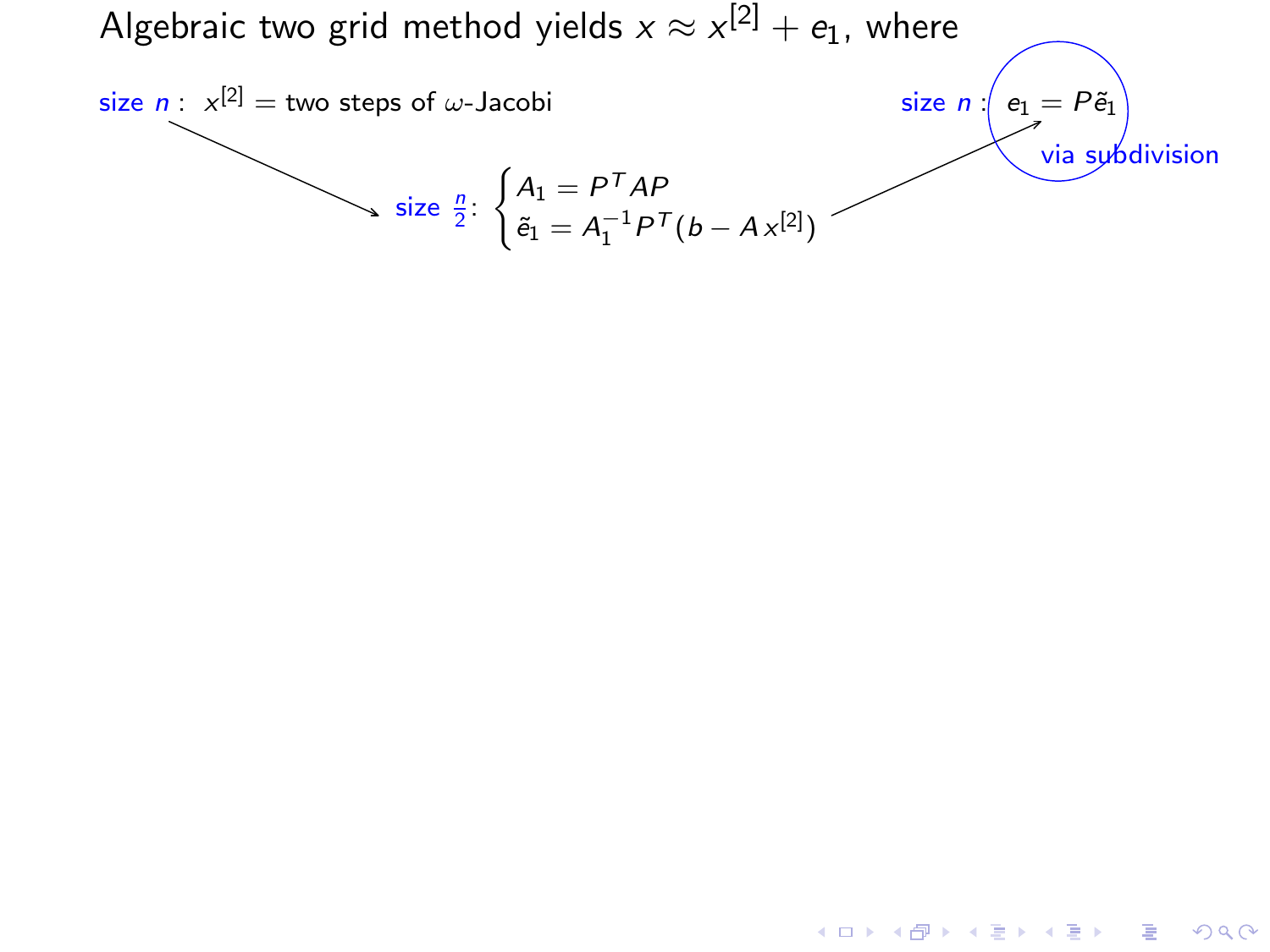# Algebraic two grid method yields $x \approx x^{[2]} + e_1$, where

size $n$ : $x^{[2]}$ = two steps of $\omega$-Jacobi

size $\frac{n}{2}$: $\begin{cases} A_1 = P^T A P \\ \tilde{e}_1 = A_1^{-1} P^T (b - A\, x^{[2]}) \end{cases}$

size $n$ : $e_1 = P \tilde{e}_1$

via subdivision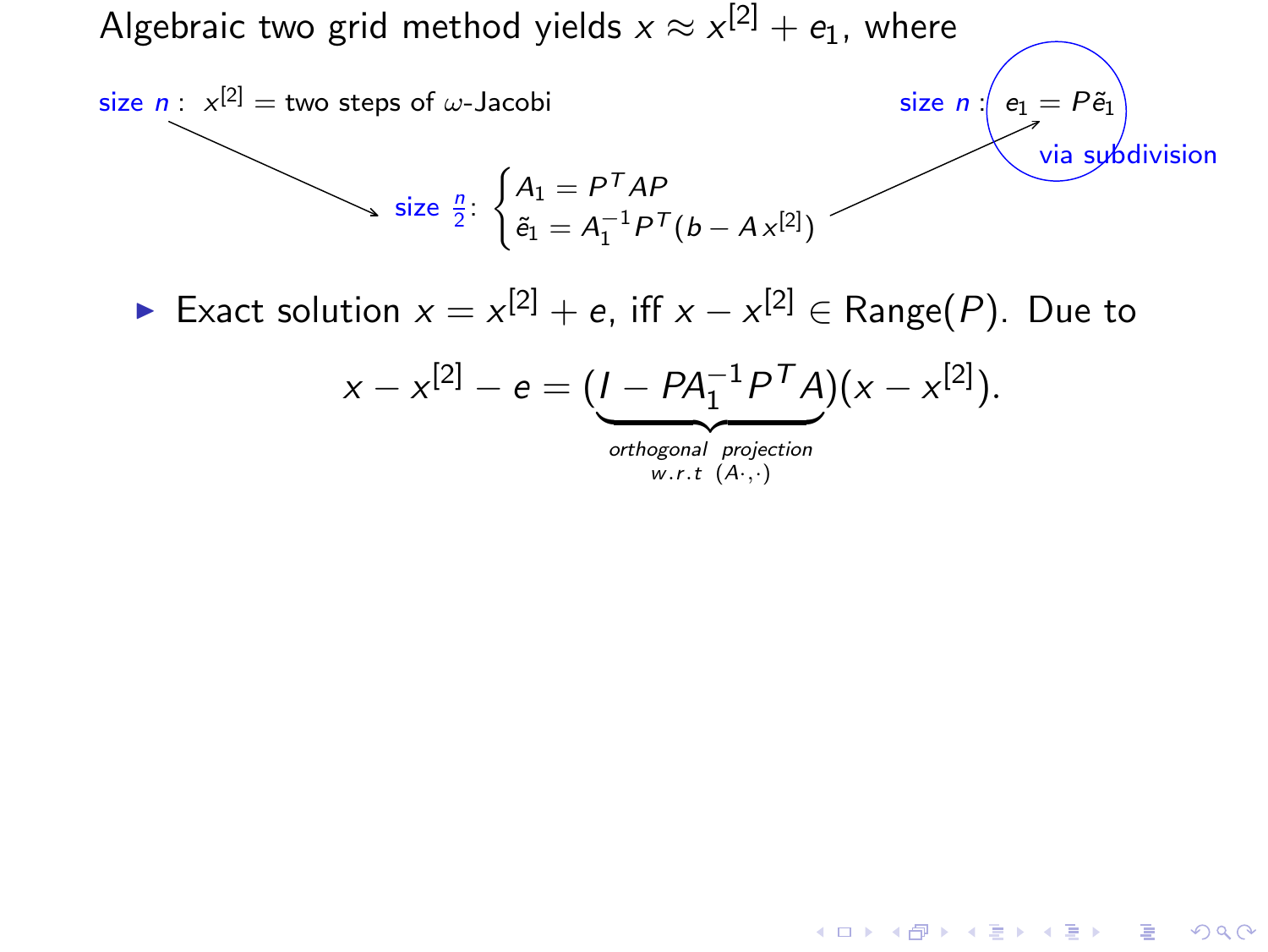Algebraic two grid method yields $x \approx x^{[2]} + e_1$, where

size $n$ : $x^{[2]}$ = two steps of $\omega$-Jacobi

size $\frac{n}{2}$: $\begin{cases} A_1 = P^T A P \\ \tilde{e}_1 = A_1^{-1} P^T (b - A\, x^{[2]}) \end{cases}$

size $n$ : $e_1 = P\tilde{e}_1$ via subdivision

- Exact solution $x = x^{[2]} + e$, iff $x - x^{[2]} \in \text{Range}(P)$. Due to

$$x - x^{[2]} - e = (\underbrace{I - PA_1^{-1}P^T A}_{\substack{\text{orthogonal projection} \\ w.r.t\ (A\cdot,\cdot)}})(x - x^{[2]}).$$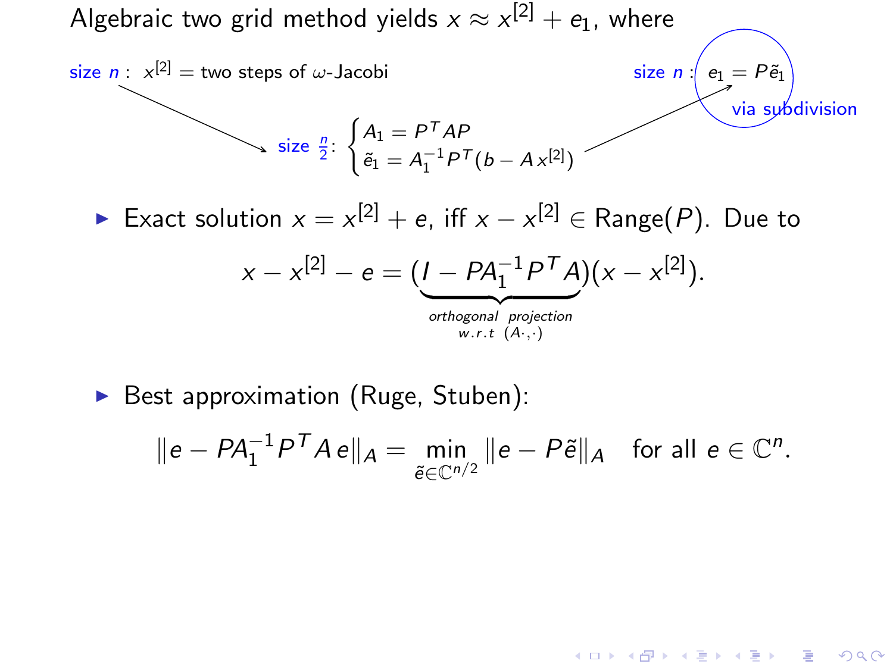Algebraic two grid method yields $x \approx x^{[2]} + e_1$, where

size $n$ : $x^{[2]}$ = two steps of $\omega$-Jacobi

size $\frac{n}{2}$: $\begin{cases} A_1 = P^T A P \\ \tilde{e}_1 = A_1^{-1} P^T (b - A\,x^{[2]}) \end{cases}$

size $n$ : $e_1 = P\tilde{e}_1$ via subdivision

- Exact solution $x = x^{[2]} + e$, iff $x - x^{[2]} \in \text{Range}(P)$. Due to

$$x - x^{[2]} - e = (\underbrace{I - PA_1^{-1}P^T A}_{\substack{\text{orthogonal projection} \\ w.r.t\ (A\cdot,\cdot)}})(x - x^{[2]}).$$

- Best approximation (Ruge, Stuben):

$$\|e - PA_1^{-1}P^T A\,e\|_A = \min_{\tilde{e} \in \mathbb{C}^{n/2}} \|e - P\tilde{e}\|_A \quad \text{for all } e \in \mathbb{C}^n.$$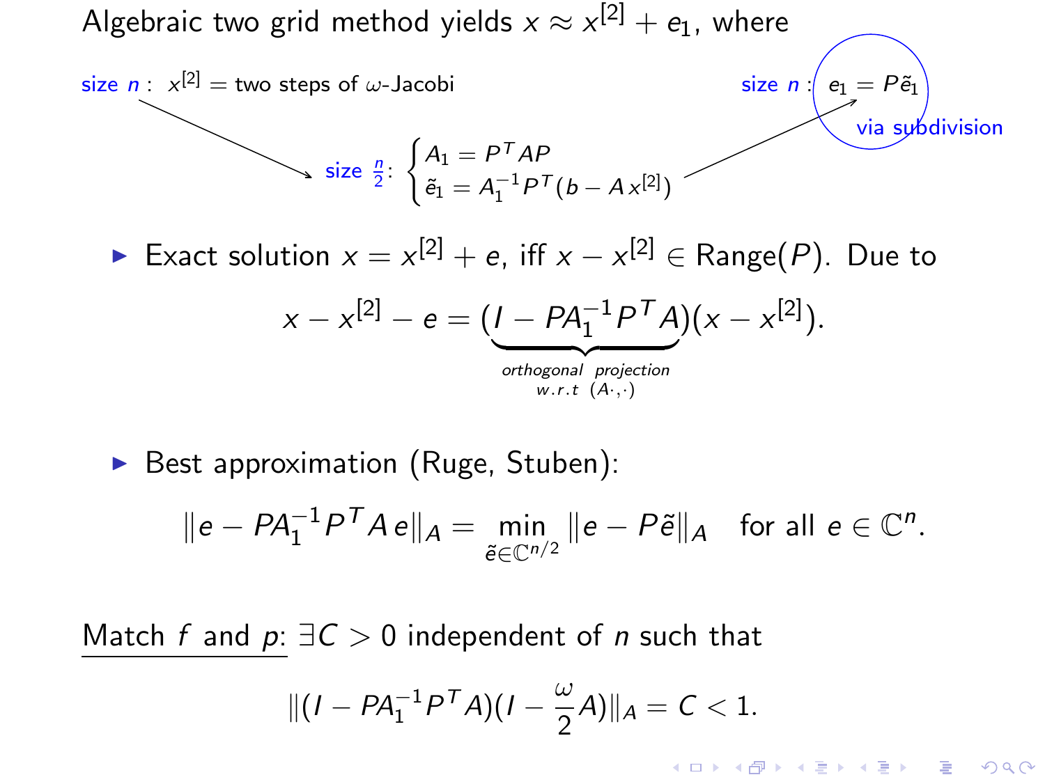Algebraic two grid method yields $x \approx x^{[2]} + e_1$, where

size $n$ : $x^{[2]}$ = two steps of $\omega$-Jacobi

size $\frac{n}{2}$: $\begin{cases} A_1 = P^T A P \\ \tilde{e}_1 = A_1^{-1} P^T (b - A\,x^{[2]}) \end{cases}$

size $n$ : $e_1 = P\tilde{e}_1$ via subdivision

- Exact solution $x = x^{[2]} + e$, iff $x - x^{[2]} \in \text{Range}(P)$. Due to

$$x - x^{[2]} - e = (\underbrace{I - PA_1^{-1}P^T A}_{\substack{\textit{orthogonal projection} \\ w.r.t\ (A\cdot,\cdot)}})(x - x^{[2]}).$$

- Best approximation (Ruge, Stuben):

$$\|e - PA_1^{-1}P^T A\, e\|_A = \min_{\tilde{e} \in \mathbb{C}^{n/2}} \|e - P\tilde{e}\|_A \quad \text{for all } e \in \mathbb{C}^n.$$

Match $f$ and $p$: $\exists C > 0$ independent of $n$ such that

$$\|(I - PA_1^{-1}P^T A)(I - \frac{\omega}{2}A)\|_A = C < 1.$$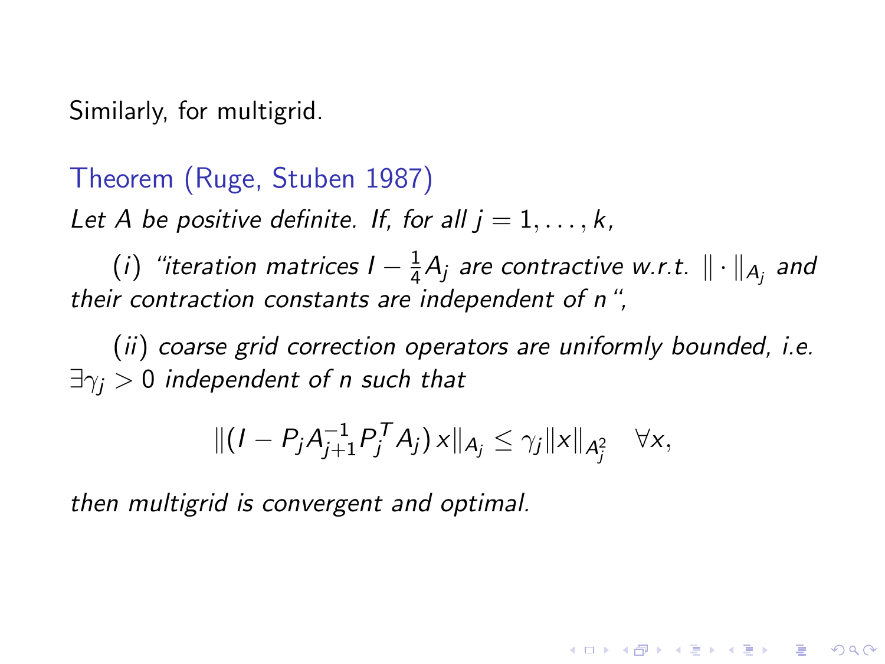Similarly, for multigrid.

**Theorem (Ruge, Stuben 1987)**

*Let $A$ be positive definite. If, for all $j = 1, \ldots, k$,*

$(i)$ *"iteration matrices $I - \frac{1}{4}A_j$ are contractive w.r.t. $\|\cdot\|_{A_j}$ and their contraction constants are independent of $n$ ",*

$(ii)$ *coarse grid correction operators are uniformly bounded, i.e. $\exists \gamma_j > 0$ independent of $n$ such that*

$$\|(I - P_j A_{j+1}^{-1} P_j^T A_j)\, x\|_{A_j} \leq \gamma_j \|x\|_{A_j^2} \quad \forall x,$$

*then multigrid is convergent and optimal.*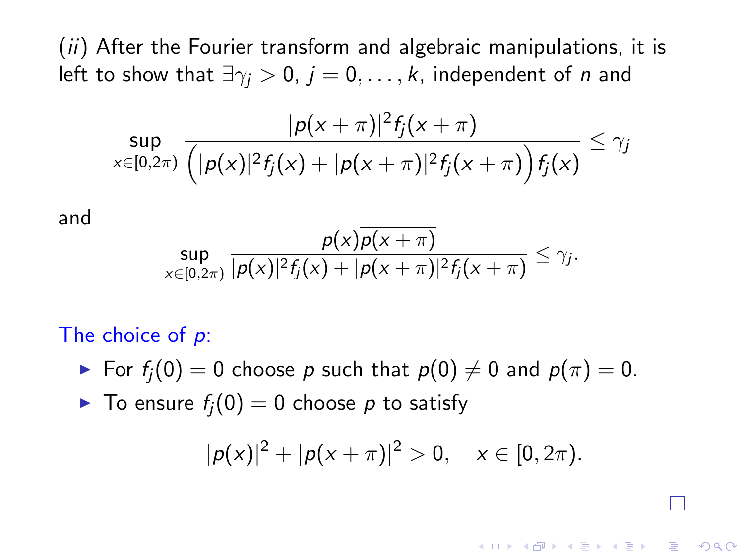(*ii*) After the Fourier transform and algebraic manipulations, it is left to show that $\exists \gamma_j > 0$, $j = 0, \ldots, k$, independent of $n$ and

$$\sup_{x \in [0,2\pi)} \frac{|p(x+\pi)|^2 f_j(x+\pi)}{\Big(|p(x)|^2 f_j(x) + |p(x+\pi)|^2 f_j(x+\pi)\Big) f_j(x)} \leq \gamma_j$$

and

$$\sup_{x \in [0,2\pi)} \frac{p(x)\overline{p(x+\pi)}}{|p(x)|^2 f_j(x) + |p(x+\pi)|^2 f_j(x+\pi)} \leq \gamma_j.$$

The choice of $p$:

- For $f_j(0) = 0$ choose $p$ such that $p(0) \neq 0$ and $p(\pi) = 0$.
- To ensure $f_j(0) = 0$ choose $p$ to satisfy

$$|p(x)|^2 + |p(x+\pi)|^2 > 0, \quad x \in [0, 2\pi).$$

□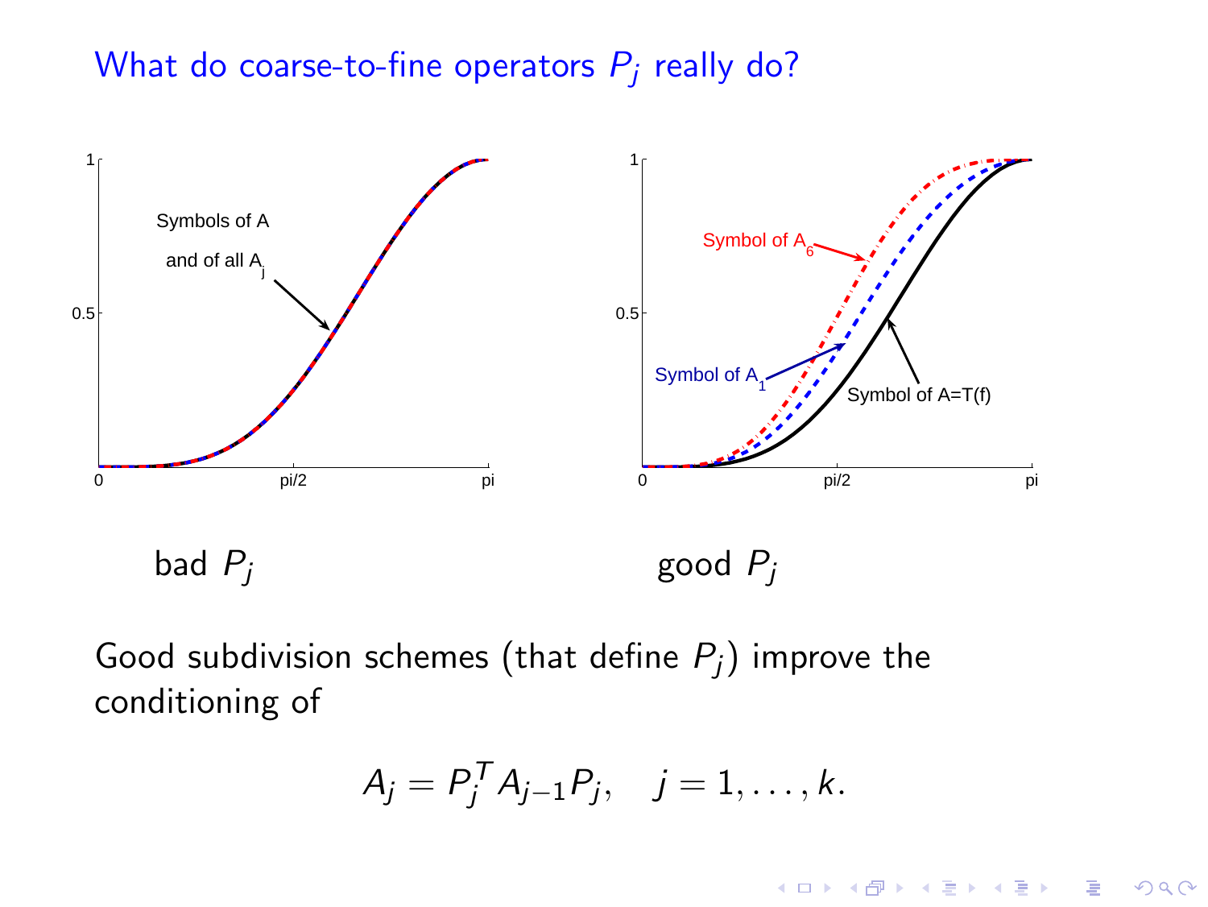## What do coarse-to-fine operators $P_j$ really do?

bad $P_j$

good $P_j$

Good subdivision schemes (that define $P_j$) improve the conditioning of

$$A_j = P_j^T A_{j-1} P_j, \quad j = 1, \ldots, k.$$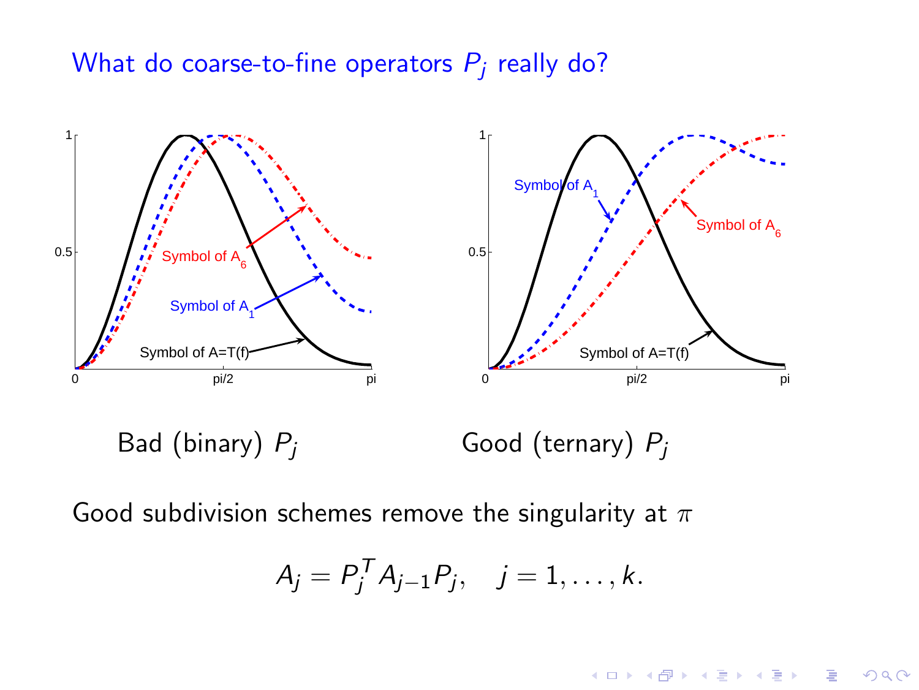# What do coarse-to-fine operators $P_j$ really do?

Bad (binary) $P_j$

Good (ternary) $P_j$

Good subdivision schemes remove the singularity at $\pi$

$$A_j = P_j^T A_{j-1} P_j, \quad j = 1, \ldots, k.$$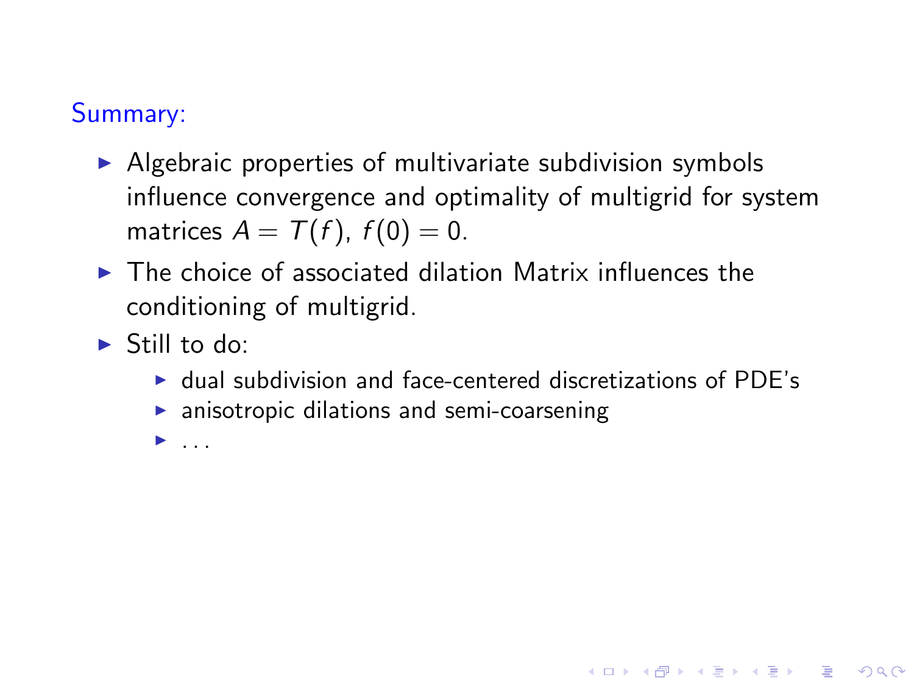## Summary:

- Algebraic properties of multivariate subdivision symbols influence convergence and optimality of multigrid for system matrices $A = T(f)$, $f(0) = 0$.
- The choice of associated dilation Matrix influences the conditioning of multigrid.
- Still to do:
  - dual subdivision and face-centered discretizations of PDE's
  - anisotropic dilations and semi-coarsening
  - ...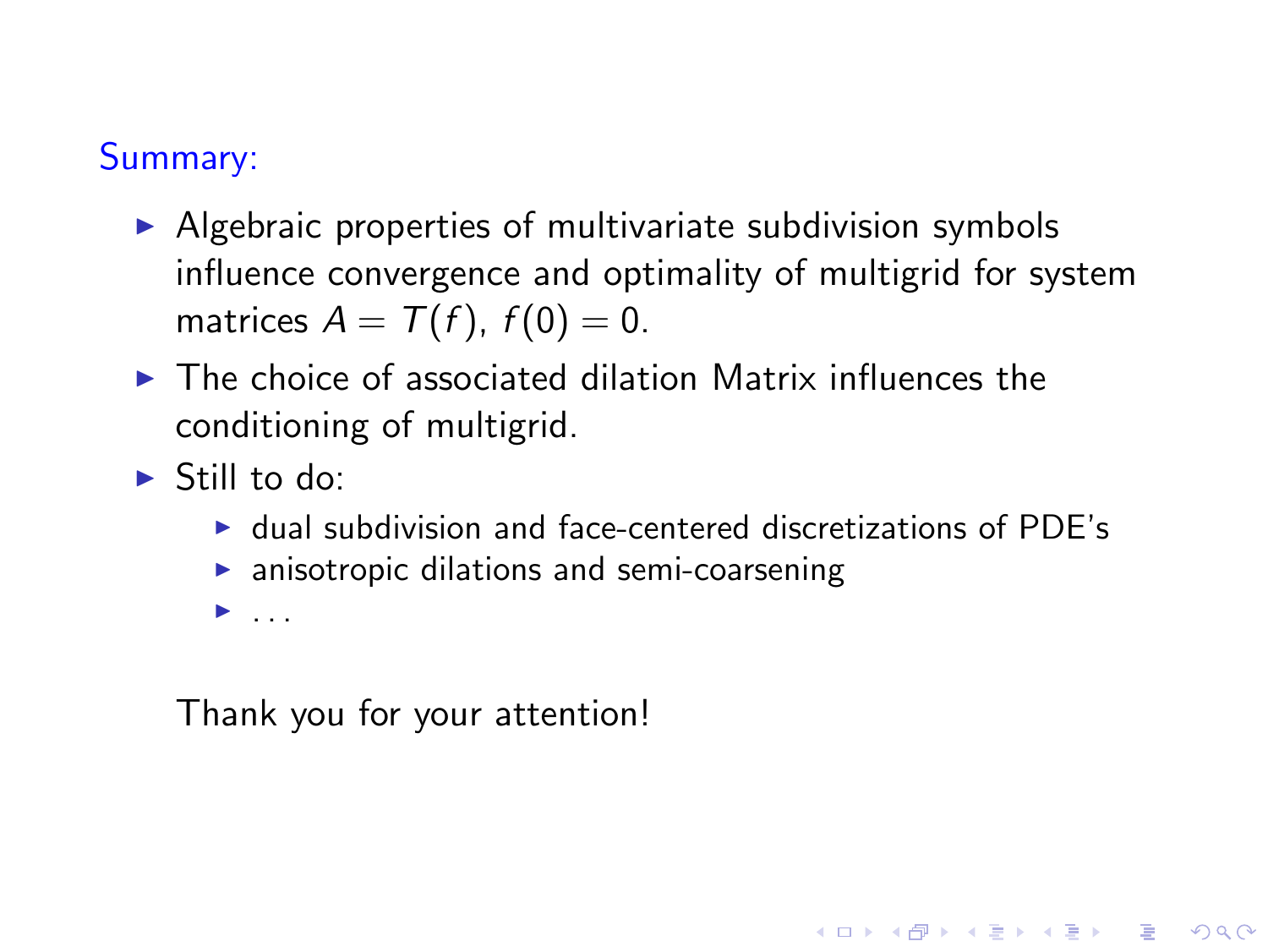Summary:

- Algebraic properties of multivariate subdivision symbols influence convergence and optimality of multigrid for system matrices $A = T(f)$, $f(0) = 0$.
- The choice of associated dilation Matrix influences the conditioning of multigrid.
- Still to do:
  - dual subdivision and face-centered discretizations of PDE's
  - anisotropic dilations and semi-coarsening
  - ...

Thank you for your attention!